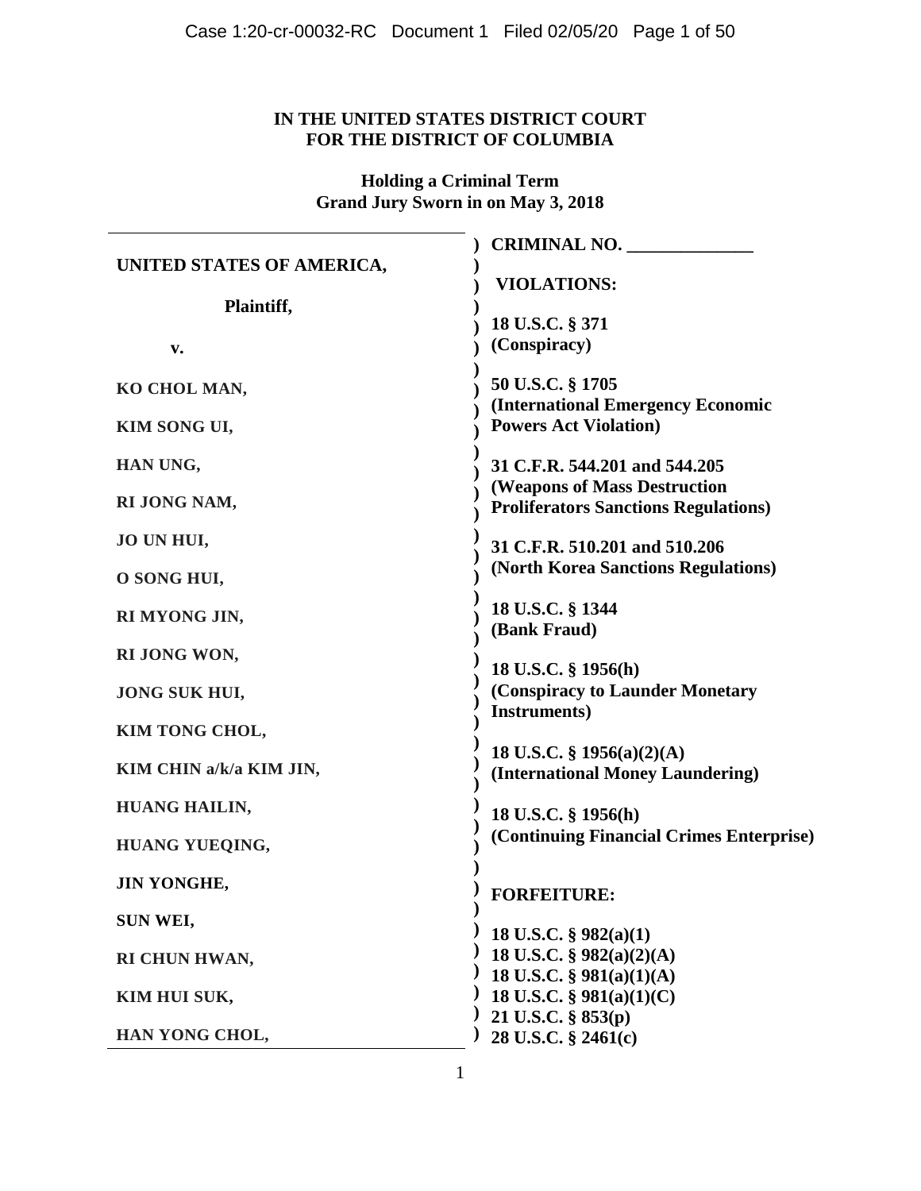**IN THE UNITED STATES DISTRICT COURT**
**FOR THE DISTRICT OF COLUMBIA**

**Holding a Criminal Term**
**Grand Jury Sworn in on May 3, 2018**

| | |
|---|---|
| **UNITED STATES OF AMERICA,** | **CRIMINAL NO. ______________** |
| **Plaintiff,** | **VIOLATIONS:** |
| **v.** | **18 U.S.C. § 371** **(Conspiracy)** |
| **KO CHOL MAN,** | **50 U.S.C. § 1705** **(International Emergency Economic Powers Act Violation)** |
| **KIM SONG UI,** | |
| **HAN UNG,** | **31 C.F.R. 544.201 and 544.205** **(Weapons of Mass Destruction Proliferators Sanctions Regulations)** |
| **RI JONG NAM,** | |
| **JO UN HUI,** | **31 C.F.R. 510.201 and 510.206** **(North Korea Sanctions Regulations)** |
| **O SONG HUI,** | |
| **RI MYONG JIN,** | **18 U.S.C. § 1344** **(Bank Fraud)** |
| **RI JONG WON,** | |
| **JONG SUK HUI,** | **18 U.S.C. § 1956(h)** **(Conspiracy to Launder Monetary Instruments)** |
| **KIM TONG CHOL,** | |
| **KIM CHIN a/k/a KIM JIN,** | **18 U.S.C. § 1956(a)(2)(A)** **(International Money Laundering)** |
| **HUANG HAILIN,** | |
| **HUANG YUEQING,** | **18 U.S.C. § 1956(h)** **(Continuing Financial Crimes Enterprise)** |
| **JIN YONGHE,** | |
| **SUN WEI,** | **FORFEITURE:** |
| **RI CHUN HWAN,** | **18 U.S.C. § 982(a)(1)** **18 U.S.C. § 982(a)(2)(A)** |
| **KIM HUI SUK,** | **18 U.S.C. § 981(a)(1)(A)** **18 U.S.C. § 981(a)(1)(C)** |
| **HAN YONG CHOL,** | **21 U.S.C. § 853(p)** **28 U.S.C. § 2461(c)** |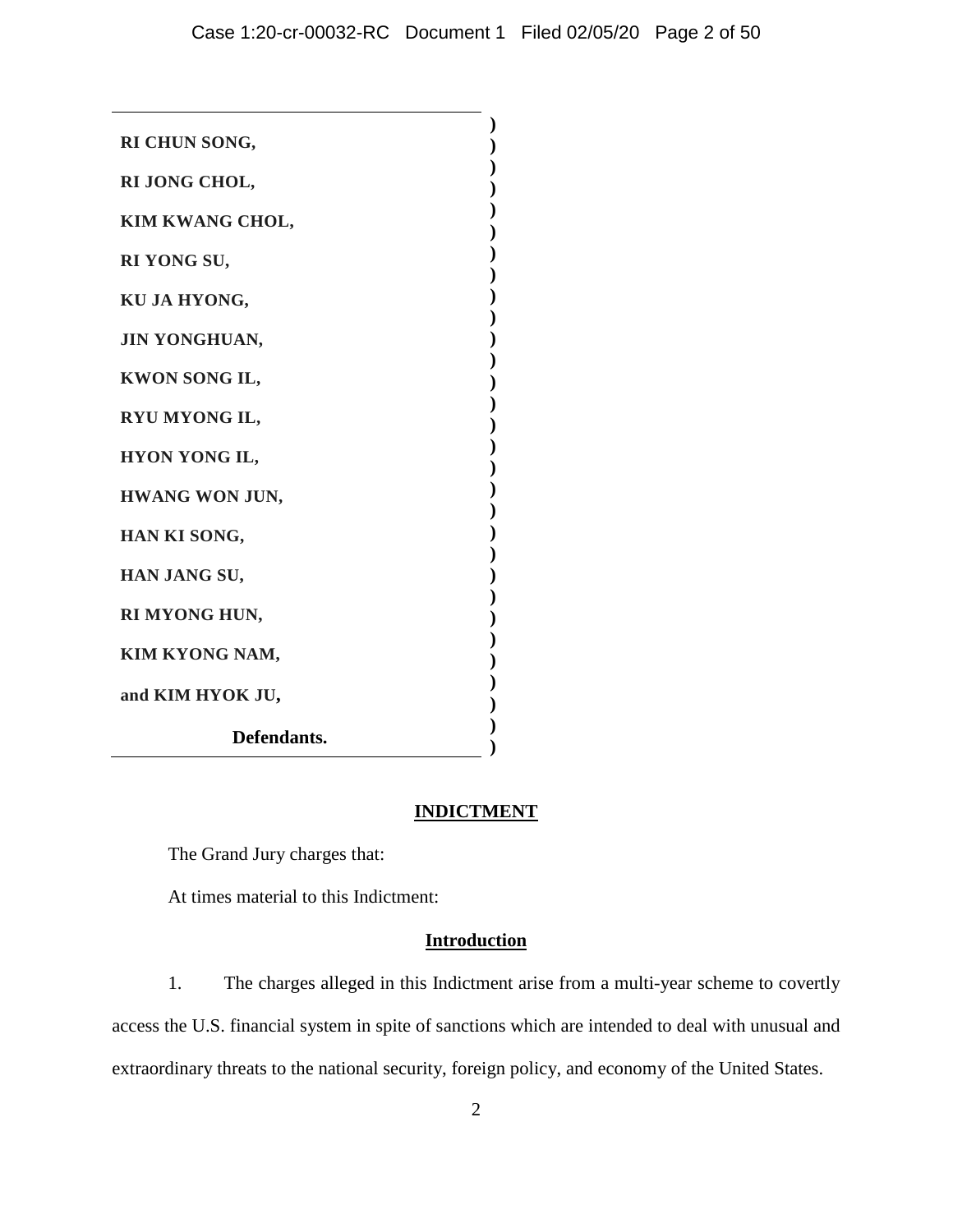**RI CHUN SONG,**

**RI JONG CHOL,**

**KIM KWANG CHOL,**

**RI YONG SU,**

**KU JA HYONG,**

**JIN YONGHUAN,**

**KWON SONG IL,**

**RYU MYONG IL,**

**HYON YONG IL,**

**HWANG WON JUN,**

**HAN KI SONG,**

**HAN JANG SU,**

**RI MYONG HUN,**

**KIM KYONG NAM,**

**and KIM HYOK JU,**

**Defendants.**

## INDICTMENT

The Grand Jury charges that:

At times material to this Indictment:

### Introduction

1. The charges alleged in this Indictment arise from a multi-year scheme to covertly access the U.S. financial system in spite of sanctions which are intended to deal with unusual and extraordinary threats to the national security, foreign policy, and economy of the United States.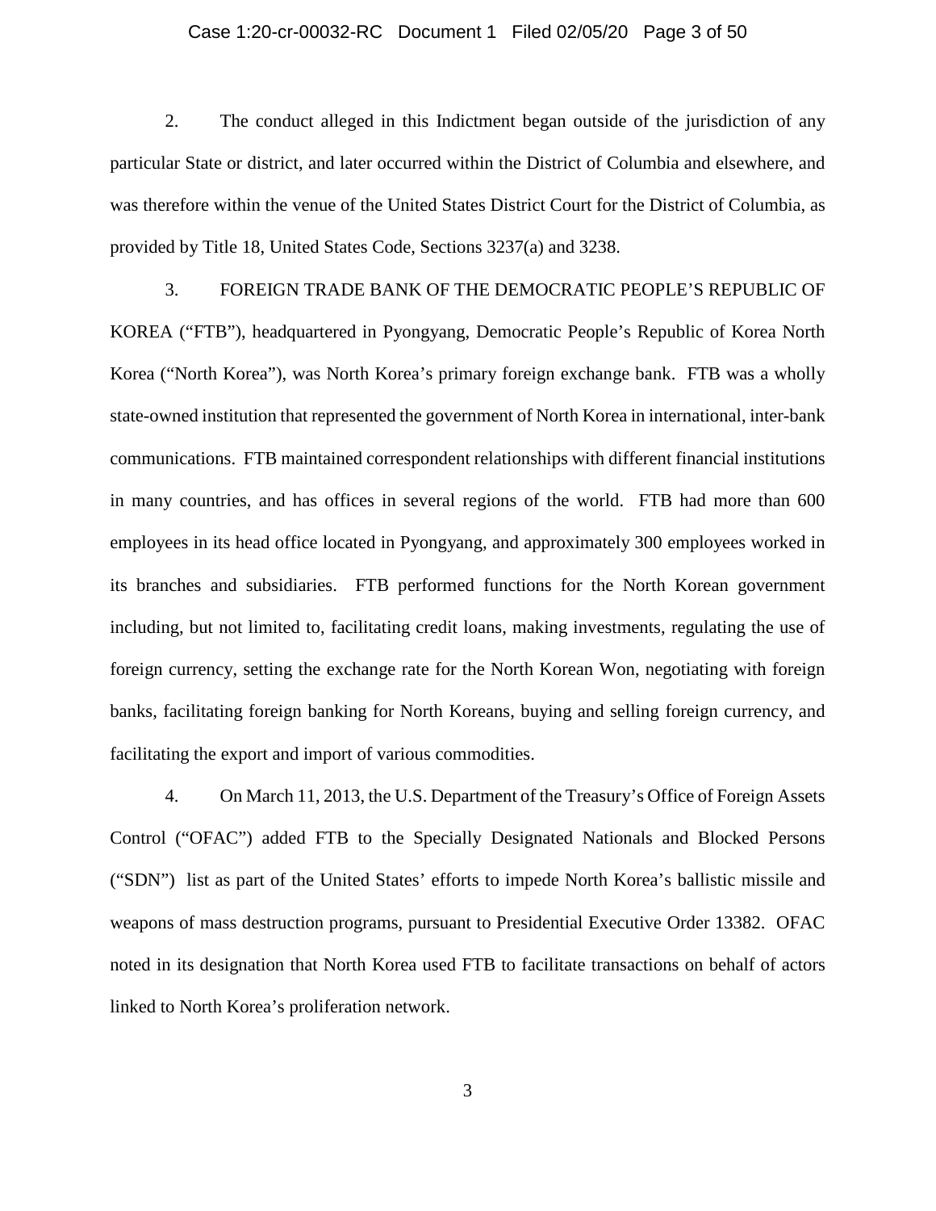2. The conduct alleged in this Indictment began outside of the jurisdiction of any particular State or district, and later occurred within the District of Columbia and elsewhere, and was therefore within the venue of the United States District Court for the District of Columbia, as provided by Title 18, United States Code, Sections 3237(a) and 3238.

3. FOREIGN TRADE BANK OF THE DEMOCRATIC PEOPLE'S REPUBLIC OF KOREA ("FTB"), headquartered in Pyongyang, Democratic People's Republic of Korea North Korea ("North Korea"), was North Korea's primary foreign exchange bank. FTB was a wholly state-owned institution that represented the government of North Korea in international, inter-bank communications. FTB maintained correspondent relationships with different financial institutions in many countries, and has offices in several regions of the world. FTB had more than 600 employees in its head office located in Pyongyang, and approximately 300 employees worked in its branches and subsidiaries. FTB performed functions for the North Korean government including, but not limited to, facilitating credit loans, making investments, regulating the use of foreign currency, setting the exchange rate for the North Korean Won, negotiating with foreign banks, facilitating foreign banking for North Koreans, buying and selling foreign currency, and facilitating the export and import of various commodities.

4. On March 11, 2013, the U.S. Department of the Treasury's Office of Foreign Assets Control ("OFAC") added FTB to the Specially Designated Nationals and Blocked Persons ("SDN") list as part of the United States' efforts to impede North Korea's ballistic missile and weapons of mass destruction programs, pursuant to Presidential Executive Order 13382. OFAC noted in its designation that North Korea used FTB to facilitate transactions on behalf of actors linked to North Korea's proliferation network.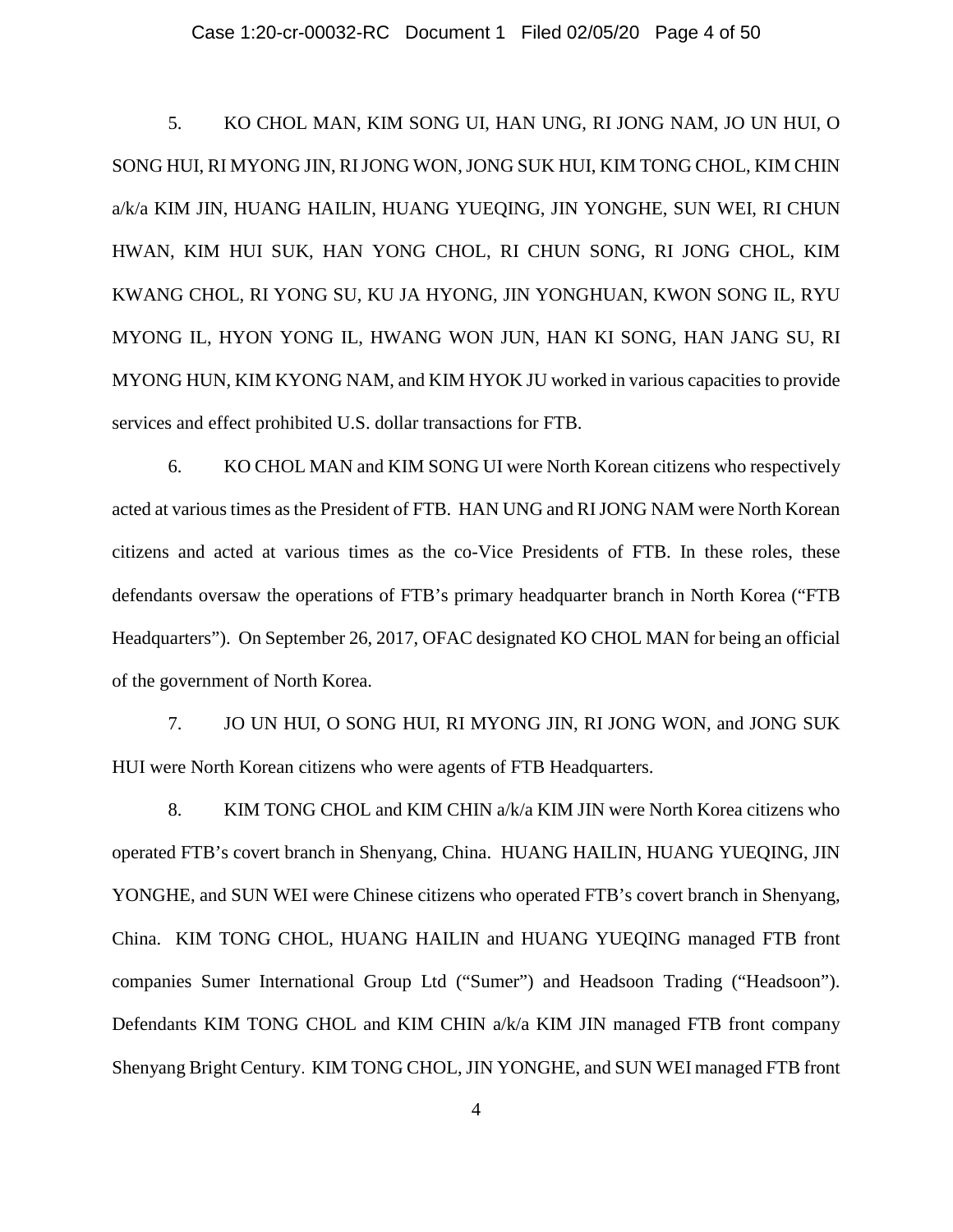5. KO CHOL MAN, KIM SONG UI, HAN UNG, RI JONG NAM, JO UN HUI, O SONG HUI, RI MYONG JIN, RI JONG WON, JONG SUK HUI, KIM TONG CHOL, KIM CHIN a/k/a KIM JIN, HUANG HAILIN, HUANG YUEQING, JIN YONGHE, SUN WEI, RI CHUN HWAN, KIM HUI SUK, HAN YONG CHOL, RI CHUN SONG, RI JONG CHOL, KIM KWANG CHOL, RI YONG SU, KU JA HYONG, JIN YONGHUAN, KWON SONG IL, RYU MYONG IL, HYON YONG IL, HWANG WON JUN, HAN KI SONG, HAN JANG SU, RI MYONG HUN, KIM KYONG NAM, and KIM HYOK JU worked in various capacities to provide services and effect prohibited U.S. dollar transactions for FTB.

6. KO CHOL MAN and KIM SONG UI were North Korean citizens who respectively acted at various times as the President of FTB. HAN UNG and RI JONG NAM were North Korean citizens and acted at various times as the co-Vice Presidents of FTB. In these roles, these defendants oversaw the operations of FTB's primary headquarter branch in North Korea ("FTB Headquarters"). On September 26, 2017, OFAC designated KO CHOL MAN for being an official of the government of North Korea.

7. JO UN HUI, O SONG HUI, RI MYONG JIN, RI JONG WON, and JONG SUK HUI were North Korean citizens who were agents of FTB Headquarters.

8. KIM TONG CHOL and KIM CHIN a/k/a KIM JIN were North Korea citizens who operated FTB's covert branch in Shenyang, China. HUANG HAILIN, HUANG YUEQING, JIN YONGHE, and SUN WEI were Chinese citizens who operated FTB's covert branch in Shenyang, China. KIM TONG CHOL, HUANG HAILIN and HUANG YUEQING managed FTB front companies Sumer International Group Ltd ("Sumer") and Headsoon Trading ("Headsoon"). Defendants KIM TONG CHOL and KIM CHIN a/k/a KIM JIN managed FTB front company Shenyang Bright Century. KIM TONG CHOL, JIN YONGHE, and SUN WEI managed FTB front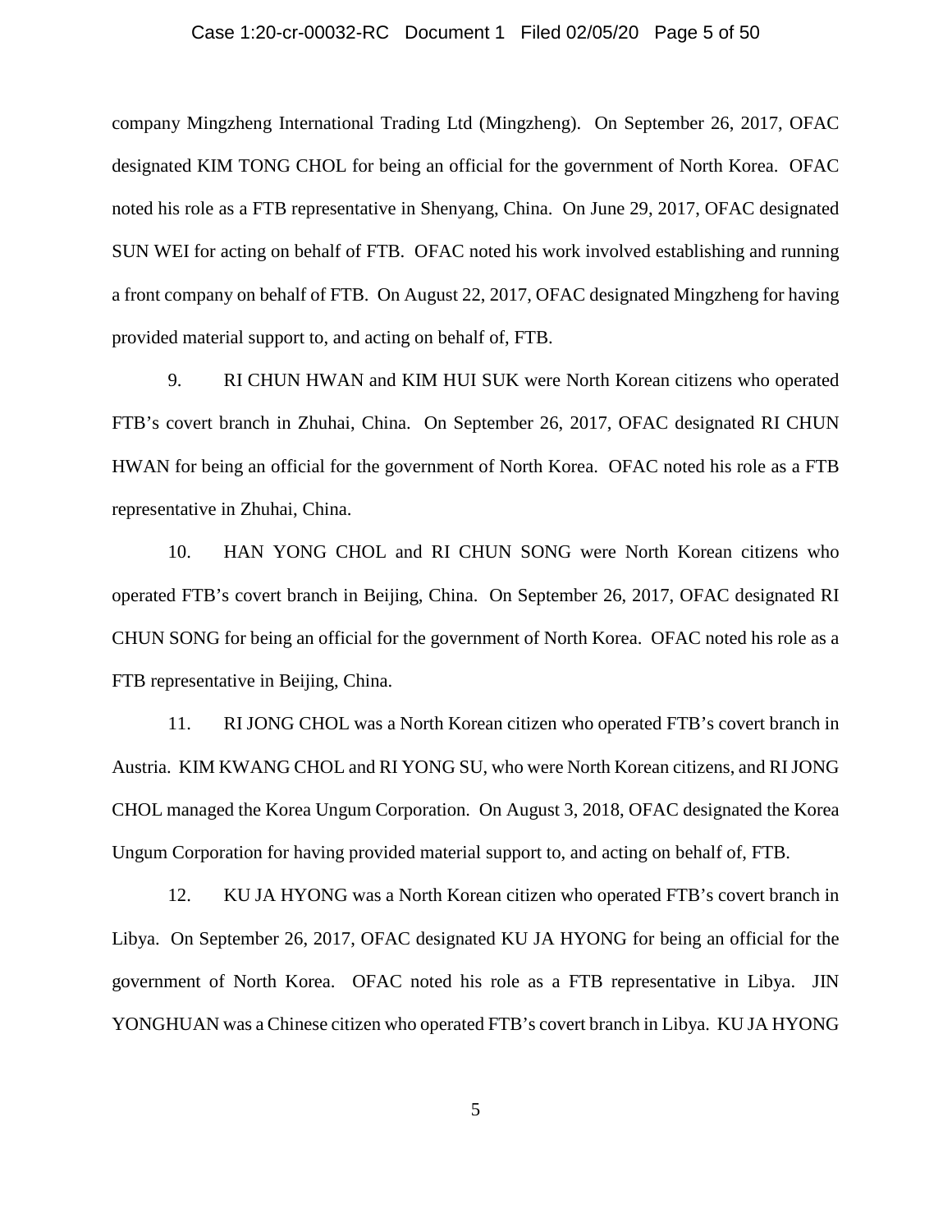company Mingzheng International Trading Ltd (Mingzheng). On September 26, 2017, OFAC designated KIM TONG CHOL for being an official for the government of North Korea. OFAC noted his role as a FTB representative in Shenyang, China. On June 29, 2017, OFAC designated SUN WEI for acting on behalf of FTB. OFAC noted his work involved establishing and running a front company on behalf of FTB. On August 22, 2017, OFAC designated Mingzheng for having provided material support to, and acting on behalf of, FTB.

9. RI CHUN HWAN and KIM HUI SUK were North Korean citizens who operated FTB's covert branch in Zhuhai, China. On September 26, 2017, OFAC designated RI CHUN HWAN for being an official for the government of North Korea. OFAC noted his role as a FTB representative in Zhuhai, China.

10. HAN YONG CHOL and RI CHUN SONG were North Korean citizens who operated FTB's covert branch in Beijing, China. On September 26, 2017, OFAC designated RI CHUN SONG for being an official for the government of North Korea. OFAC noted his role as a FTB representative in Beijing, China.

11. RI JONG CHOL was a North Korean citizen who operated FTB's covert branch in Austria. KIM KWANG CHOL and RI YONG SU, who were North Korean citizens, and RI JONG CHOL managed the Korea Ungum Corporation. On August 3, 2018, OFAC designated the Korea Ungum Corporation for having provided material support to, and acting on behalf of, FTB.

12. KU JA HYONG was a North Korean citizen who operated FTB's covert branch in Libya. On September 26, 2017, OFAC designated KU JA HYONG for being an official for the government of North Korea. OFAC noted his role as a FTB representative in Libya. JIN YONGHUAN was a Chinese citizen who operated FTB's covert branch in Libya. KU JA HYONG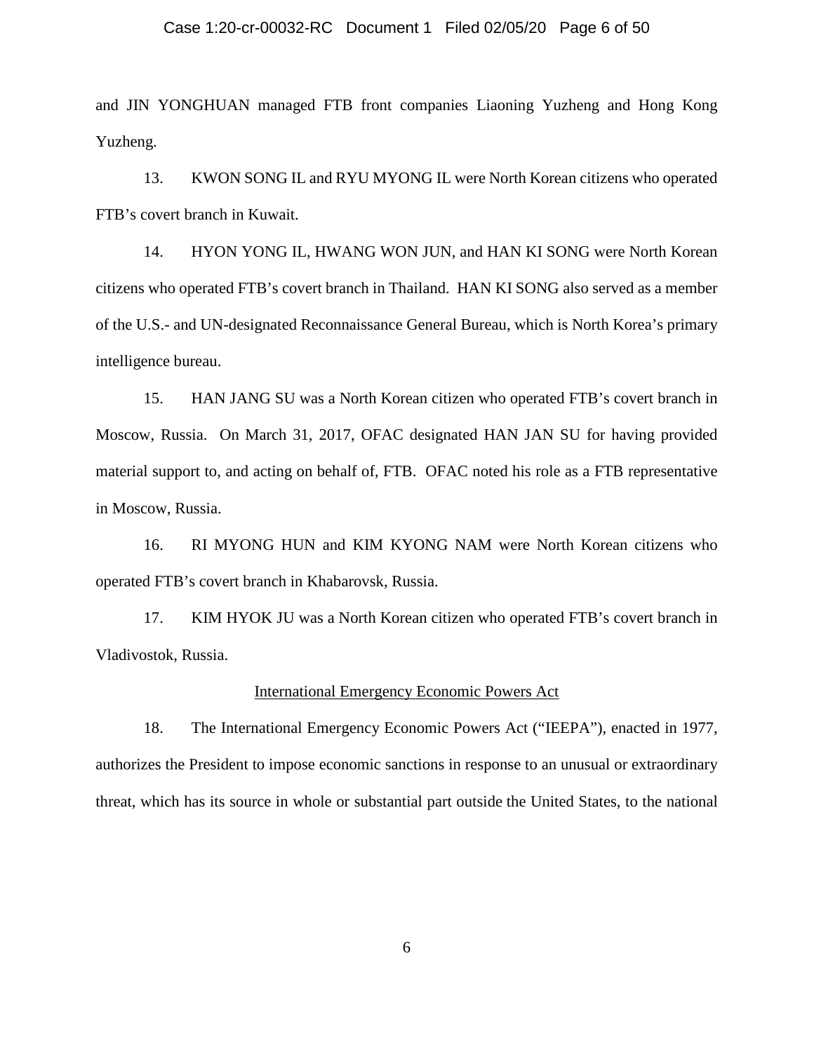and JIN YONGHUAN managed FTB front companies Liaoning Yuzheng and Hong Kong Yuzheng.

13. KWON SONG IL and RYU MYONG IL were North Korean citizens who operated FTB's covert branch in Kuwait.

14. HYON YONG IL, HWANG WON JUN, and HAN KI SONG were North Korean citizens who operated FTB's covert branch in Thailand. HAN KI SONG also served as a member of the U.S.- and UN-designated Reconnaissance General Bureau, which is North Korea's primary intelligence bureau.

15. HAN JANG SU was a North Korean citizen who operated FTB's covert branch in Moscow, Russia. On March 31, 2017, OFAC designated HAN JAN SU for having provided material support to, and acting on behalf of, FTB. OFAC noted his role as a FTB representative in Moscow, Russia.

16. RI MYONG HUN and KIM KYONG NAM were North Korean citizens who operated FTB's covert branch in Khabarovsk, Russia.

17. KIM HYOK JU was a North Korean citizen who operated FTB's covert branch in Vladivostok, Russia.

International Emergency Economic Powers Act

18. The International Emergency Economic Powers Act ("IEEPA"), enacted in 1977, authorizes the President to impose economic sanctions in response to an unusual or extraordinary threat, which has its source in whole or substantial part outside the United States, to the national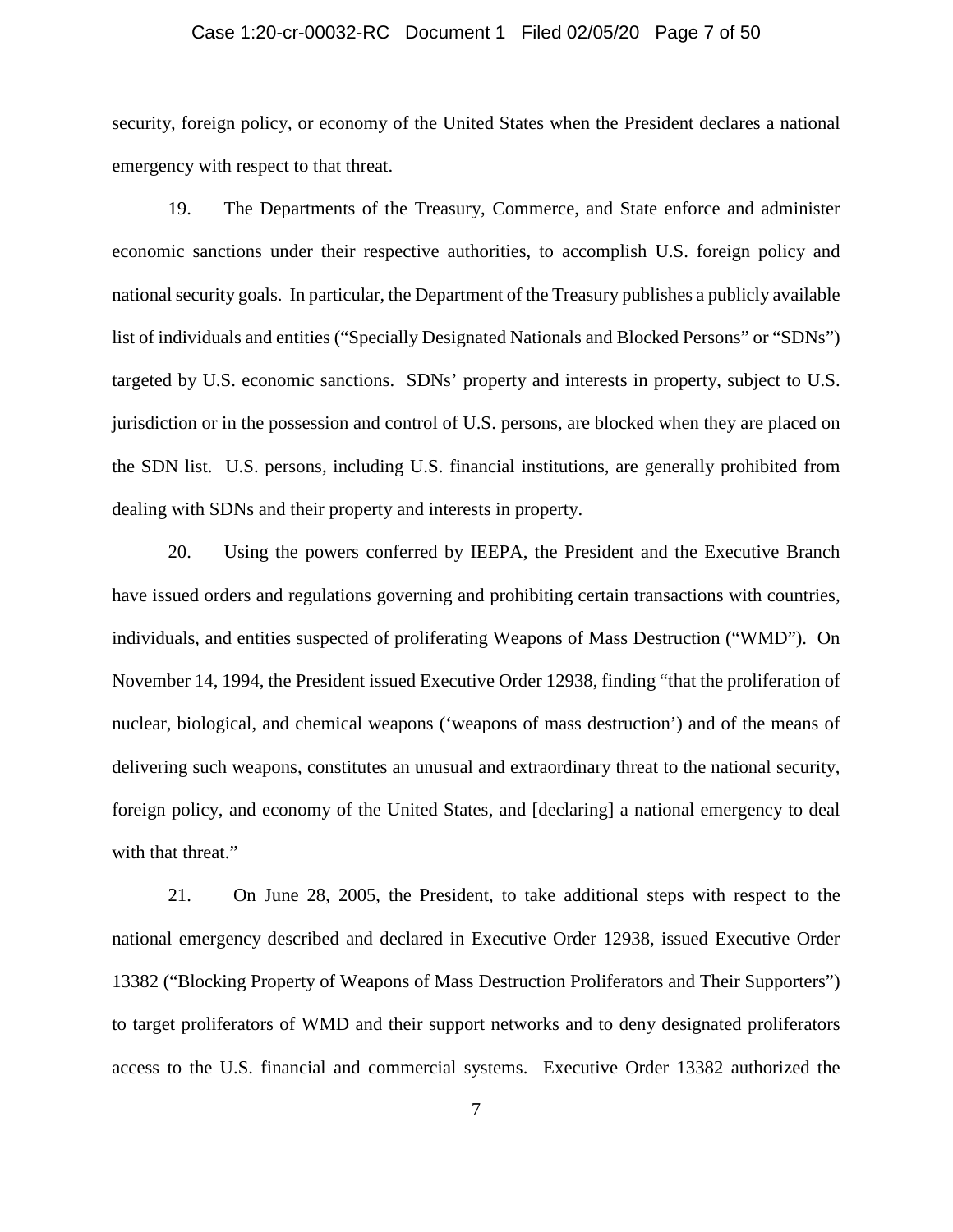security, foreign policy, or economy of the United States when the President declares a national emergency with respect to that threat.

19. The Departments of the Treasury, Commerce, and State enforce and administer economic sanctions under their respective authorities, to accomplish U.S. foreign policy and national security goals. In particular, the Department of the Treasury publishes a publicly available list of individuals and entities ("Specially Designated Nationals and Blocked Persons" or "SDNs") targeted by U.S. economic sanctions. SDNs' property and interests in property, subject to U.S. jurisdiction or in the possession and control of U.S. persons, are blocked when they are placed on the SDN list. U.S. persons, including U.S. financial institutions, are generally prohibited from dealing with SDNs and their property and interests in property.

20. Using the powers conferred by IEEPA, the President and the Executive Branch have issued orders and regulations governing and prohibiting certain transactions with countries, individuals, and entities suspected of proliferating Weapons of Mass Destruction ("WMD"). On November 14, 1994, the President issued Executive Order 12938, finding "that the proliferation of nuclear, biological, and chemical weapons ('weapons of mass destruction') and of the means of delivering such weapons, constitutes an unusual and extraordinary threat to the national security, foreign policy, and economy of the United States, and [declaring] a national emergency to deal with that threat."

21. On June 28, 2005, the President, to take additional steps with respect to the national emergency described and declared in Executive Order 12938, issued Executive Order 13382 ("Blocking Property of Weapons of Mass Destruction Proliferators and Their Supporters") to target proliferators of WMD and their support networks and to deny designated proliferators access to the U.S. financial and commercial systems. Executive Order 13382 authorized the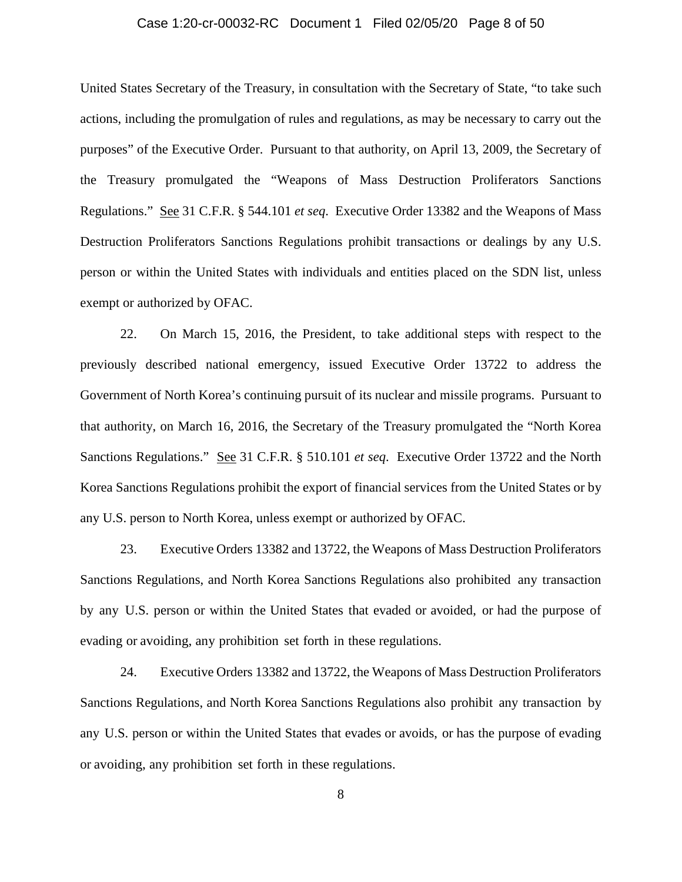United States Secretary of the Treasury, in consultation with the Secretary of State, "to take such actions, including the promulgation of rules and regulations, as may be necessary to carry out the purposes" of the Executive Order. Pursuant to that authority, on April 13, 2009, the Secretary of the Treasury promulgated the "Weapons of Mass Destruction Proliferators Sanctions Regulations." See 31 C.F.R. § 544.101 *et seq*. Executive Order 13382 and the Weapons of Mass Destruction Proliferators Sanctions Regulations prohibit transactions or dealings by any U.S. person or within the United States with individuals and entities placed on the SDN list, unless exempt or authorized by OFAC.

22. On March 15, 2016, the President, to take additional steps with respect to the previously described national emergency, issued Executive Order 13722 to address the Government of North Korea's continuing pursuit of its nuclear and missile programs. Pursuant to that authority, on March 16, 2016, the Secretary of the Treasury promulgated the "North Korea Sanctions Regulations." See 31 C.F.R. § 510.101 *et seq*. Executive Order 13722 and the North Korea Sanctions Regulations prohibit the export of financial services from the United States or by any U.S. person to North Korea, unless exempt or authorized by OFAC.

23. Executive Orders 13382 and 13722, the Weapons of Mass Destruction Proliferators Sanctions Regulations, and North Korea Sanctions Regulations also prohibited any transaction by any U.S. person or within the United States that evaded or avoided, or had the purpose of evading or avoiding, any prohibition set forth in these regulations.

24. Executive Orders 13382 and 13722, the Weapons of Mass Destruction Proliferators Sanctions Regulations, and North Korea Sanctions Regulations also prohibit any transaction by any U.S. person or within the United States that evades or avoids, or has the purpose of evading or avoiding, any prohibition set forth in these regulations.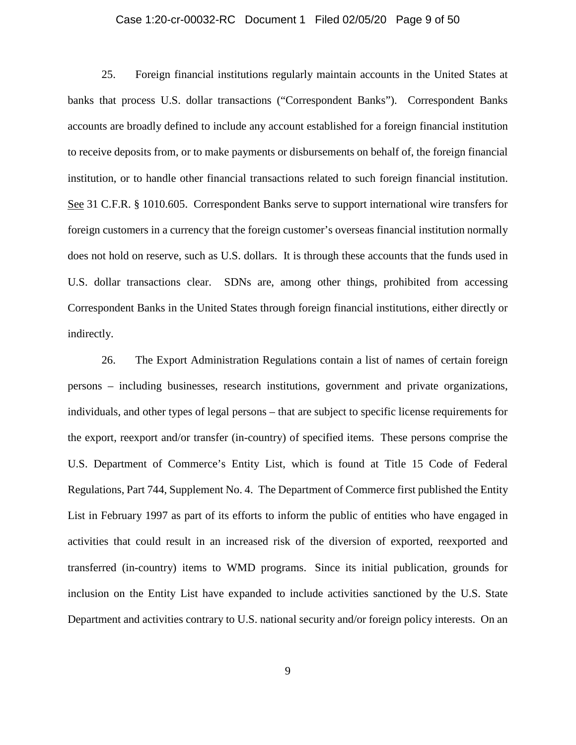25. Foreign financial institutions regularly maintain accounts in the United States at banks that process U.S. dollar transactions ("Correspondent Banks"). Correspondent Banks accounts are broadly defined to include any account established for a foreign financial institution to receive deposits from, or to make payments or disbursements on behalf of, the foreign financial institution, or to handle other financial transactions related to such foreign financial institution. See 31 C.F.R. § 1010.605. Correspondent Banks serve to support international wire transfers for foreign customers in a currency that the foreign customer's overseas financial institution normally does not hold on reserve, such as U.S. dollars. It is through these accounts that the funds used in U.S. dollar transactions clear. SDNs are, among other things, prohibited from accessing Correspondent Banks in the United States through foreign financial institutions, either directly or indirectly.

26. The Export Administration Regulations contain a list of names of certain foreign persons – including businesses, research institutions, government and private organizations, individuals, and other types of legal persons – that are subject to specific license requirements for the export, reexport and/or transfer (in-country) of specified items. These persons comprise the U.S. Department of Commerce's Entity List, which is found at Title 15 Code of Federal Regulations, Part 744, Supplement No. 4. The Department of Commerce first published the Entity List in February 1997 as part of its efforts to inform the public of entities who have engaged in activities that could result in an increased risk of the diversion of exported, reexported and transferred (in-country) items to WMD programs. Since its initial publication, grounds for inclusion on the Entity List have expanded to include activities sanctioned by the U.S. State Department and activities contrary to U.S. national security and/or foreign policy interests. On an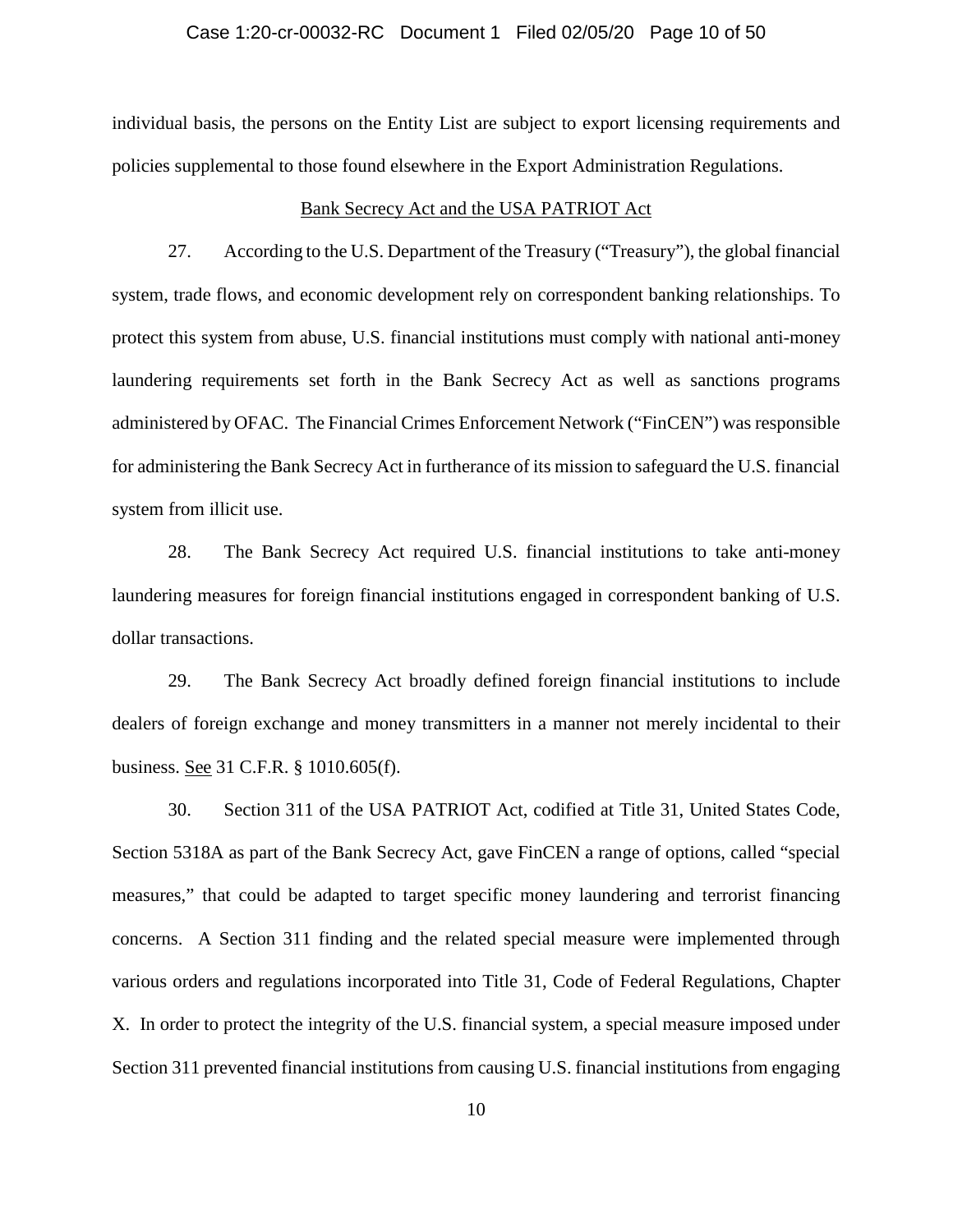individual basis, the persons on the Entity List are subject to export licensing requirements and policies supplemental to those found elsewhere in the Export Administration Regulations.

## Bank Secrecy Act and the USA PATRIOT Act

27. According to the U.S. Department of the Treasury ("Treasury"), the global financial system, trade flows, and economic development rely on correspondent banking relationships. To protect this system from abuse, U.S. financial institutions must comply with national anti-money laundering requirements set forth in the Bank Secrecy Act as well as sanctions programs administered by OFAC. The Financial Crimes Enforcement Network ("FinCEN") was responsible for administering the Bank Secrecy Act in furtherance of its mission to safeguard the U.S. financial system from illicit use.

28. The Bank Secrecy Act required U.S. financial institutions to take anti-money laundering measures for foreign financial institutions engaged in correspondent banking of U.S. dollar transactions.

29. The Bank Secrecy Act broadly defined foreign financial institutions to include dealers of foreign exchange and money transmitters in a manner not merely incidental to their business. See 31 C.F.R. § 1010.605(f).

30. Section 311 of the USA PATRIOT Act, codified at Title 31, United States Code, Section 5318A as part of the Bank Secrecy Act, gave FinCEN a range of options, called "special measures," that could be adapted to target specific money laundering and terrorist financing concerns. A Section 311 finding and the related special measure were implemented through various orders and regulations incorporated into Title 31, Code of Federal Regulations, Chapter X. In order to protect the integrity of the U.S. financial system, a special measure imposed under Section 311 prevented financial institutions from causing U.S. financial institutions from engaging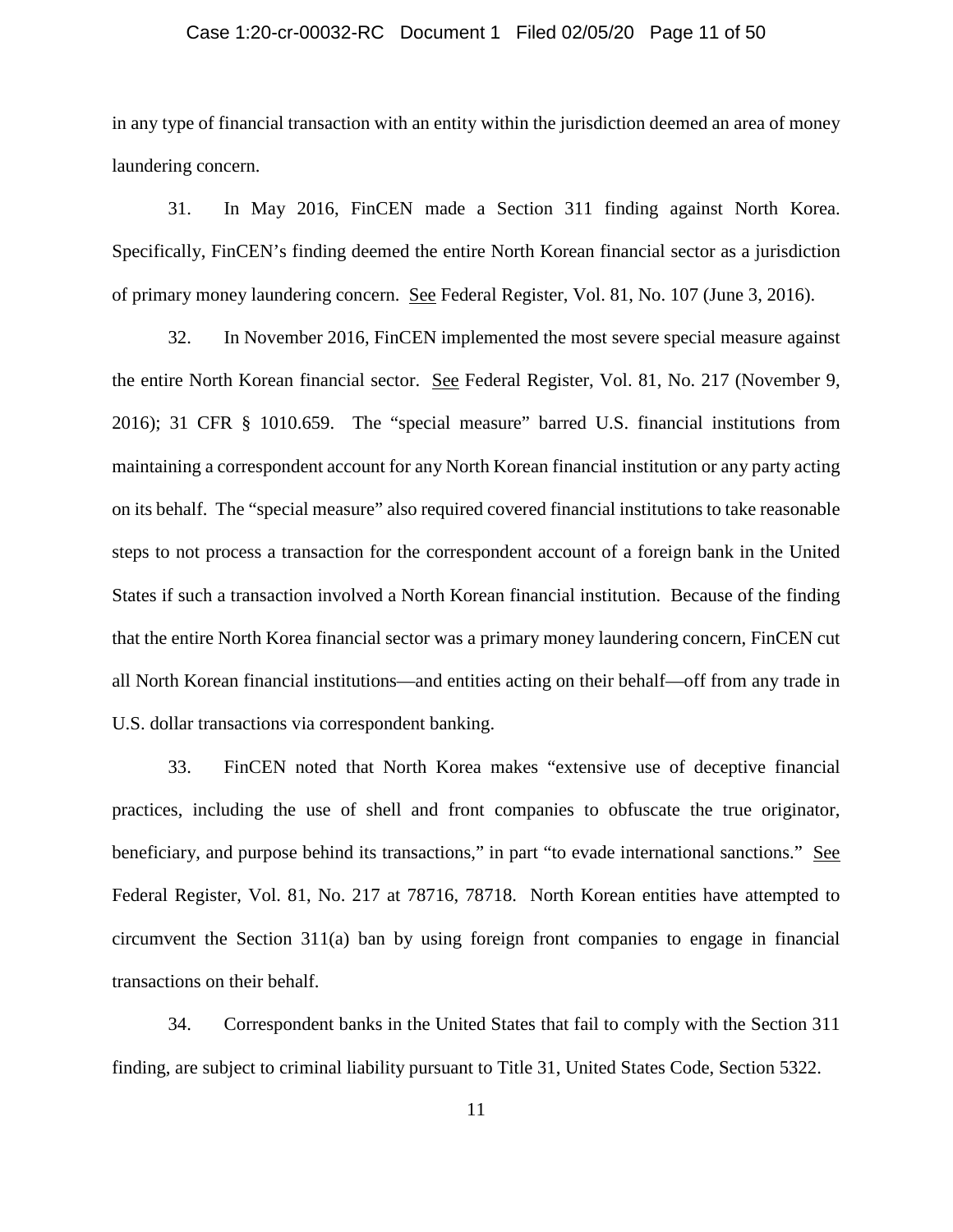in any type of financial transaction with an entity within the jurisdiction deemed an area of money laundering concern.

31. In May 2016, FinCEN made a Section 311 finding against North Korea. Specifically, FinCEN's finding deemed the entire North Korean financial sector as a jurisdiction of primary money laundering concern. See Federal Register, Vol. 81, No. 107 (June 3, 2016).

32. In November 2016, FinCEN implemented the most severe special measure against the entire North Korean financial sector. See Federal Register, Vol. 81, No. 217 (November 9, 2016); 31 CFR § 1010.659. The "special measure" barred U.S. financial institutions from maintaining a correspondent account for any North Korean financial institution or any party acting on its behalf. The "special measure" also required covered financial institutions to take reasonable steps to not process a transaction for the correspondent account of a foreign bank in the United States if such a transaction involved a North Korean financial institution. Because of the finding that the entire North Korea financial sector was a primary money laundering concern, FinCEN cut all North Korean financial institutions—and entities acting on their behalf—off from any trade in U.S. dollar transactions via correspondent banking.

33. FinCEN noted that North Korea makes "extensive use of deceptive financial practices, including the use of shell and front companies to obfuscate the true originator, beneficiary, and purpose behind its transactions," in part "to evade international sanctions." See Federal Register, Vol. 81, No. 217 at 78716, 78718. North Korean entities have attempted to circumvent the Section 311(a) ban by using foreign front companies to engage in financial transactions on their behalf.

34. Correspondent banks in the United States that fail to comply with the Section 311 finding, are subject to criminal liability pursuant to Title 31, United States Code, Section 5322.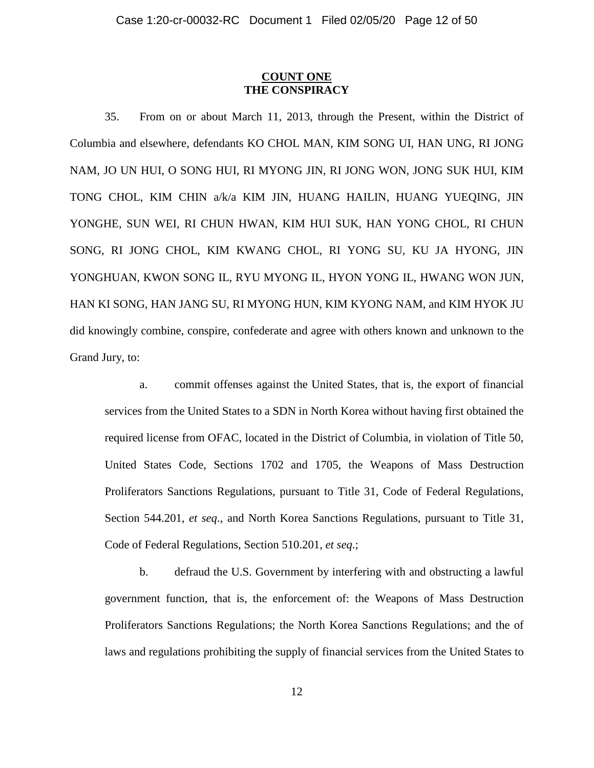## COUNT ONE
## THE CONSPIRACY

35. From on or about March 11, 2013, through the Present, within the District of Columbia and elsewhere, defendants KO CHOL MAN, KIM SONG UI, HAN UNG, RI JONG NAM, JO UN HUI, O SONG HUI, RI MYONG JIN, RI JONG WON, JONG SUK HUI, KIM TONG CHOL, KIM CHIN a/k/a KIM JIN, HUANG HAILIN, HUANG YUEQING, JIN YONGHE, SUN WEI, RI CHUN HWAN, KIM HUI SUK, HAN YONG CHOL, RI CHUN SONG, RI JONG CHOL, KIM KWANG CHOL, RI YONG SU, KU JA HYONG, JIN YONGHUAN, KWON SONG IL, RYU MYONG IL, HYON YONG IL, HWANG WON JUN, HAN KI SONG, HAN JANG SU, RI MYONG HUN, KIM KYONG NAM, and KIM HYOK JU did knowingly combine, conspire, confederate and agree with others known and unknown to the Grand Jury, to:

a. commit offenses against the United States, that is, the export of financial services from the United States to a SDN in North Korea without having first obtained the required license from OFAC, located in the District of Columbia, in violation of Title 50, United States Code, Sections 1702 and 1705, the Weapons of Mass Destruction Proliferators Sanctions Regulations, pursuant to Title 31, Code of Federal Regulations, Section 544.201, *et seq*., and North Korea Sanctions Regulations, pursuant to Title 31, Code of Federal Regulations, Section 510.201, *et seq*.;

b. defraud the U.S. Government by interfering with and obstructing a lawful government function, that is, the enforcement of: the Weapons of Mass Destruction Proliferators Sanctions Regulations; the North Korea Sanctions Regulations; and the of laws and regulations prohibiting the supply of financial services from the United States to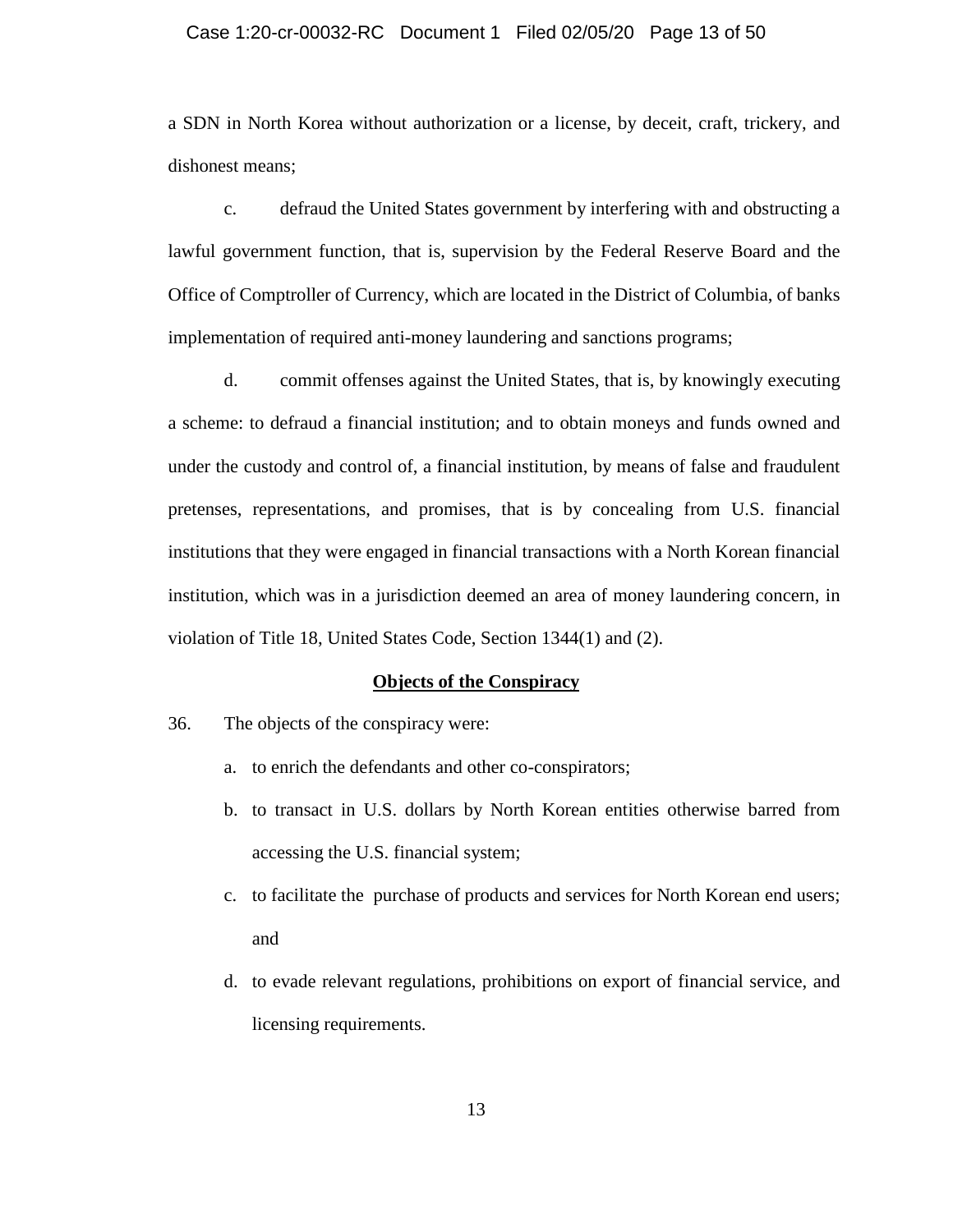a SDN in North Korea without authorization or a license, by deceit, craft, trickery, and dishonest means;

c. defraud the United States government by interfering with and obstructing a lawful government function, that is, supervision by the Federal Reserve Board and the Office of Comptroller of Currency, which are located in the District of Columbia, of banks implementation of required anti-money laundering and sanctions programs;

d. commit offenses against the United States, that is, by knowingly executing a scheme: to defraud a financial institution; and to obtain moneys and funds owned and under the custody and control of, a financial institution, by means of false and fraudulent pretenses, representations, and promises, that is by concealing from U.S. financial institutions that they were engaged in financial transactions with a North Korean financial institution, which was in a jurisdiction deemed an area of money laundering concern, in violation of Title 18, United States Code, Section 1344(1) and (2).

**Objects of the Conspiracy**

36. The objects of the conspiracy were:

a. to enrich the defendants and other co-conspirators;

b. to transact in U.S. dollars by North Korean entities otherwise barred from accessing the U.S. financial system;

c. to facilitate the purchase of products and services for North Korean end users; and

d. to evade relevant regulations, prohibitions on export of financial service, and licensing requirements.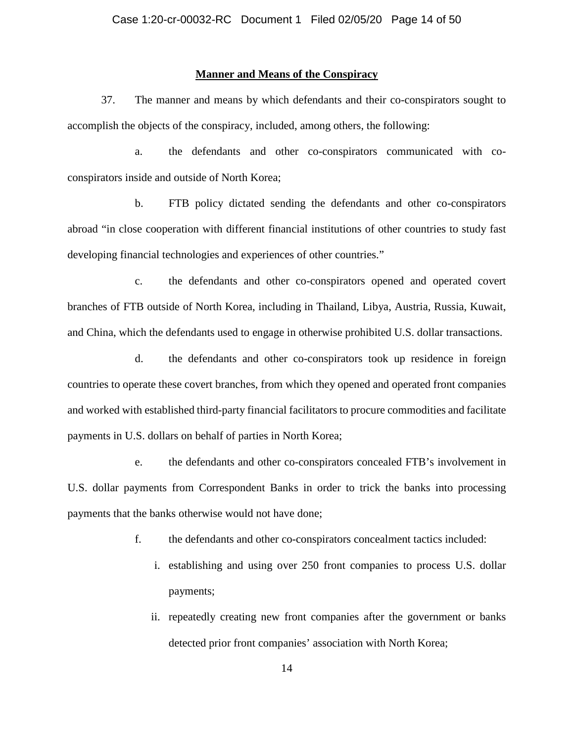**Manner and Means of the Conspiracy**

37. The manner and means by which defendants and their co-conspirators sought to accomplish the objects of the conspiracy, included, among others, the following:

a. the defendants and other co-conspirators communicated with co-conspirators inside and outside of North Korea;

b. FTB policy dictated sending the defendants and other co-conspirators abroad "in close cooperation with different financial institutions of other countries to study fast developing financial technologies and experiences of other countries."

c. the defendants and other co-conspirators opened and operated covert branches of FTB outside of North Korea, including in Thailand, Libya, Austria, Russia, Kuwait, and China, which the defendants used to engage in otherwise prohibited U.S. dollar transactions.

d. the defendants and other co-conspirators took up residence in foreign countries to operate these covert branches, from which they opened and operated front companies and worked with established third-party financial facilitators to procure commodities and facilitate payments in U.S. dollars on behalf of parties in North Korea;

e. the defendants and other co-conspirators concealed FTB's involvement in U.S. dollar payments from Correspondent Banks in order to trick the banks into processing payments that the banks otherwise would not have done;

f. the defendants and other co-conspirators concealment tactics included:

   i. establishing and using over 250 front companies to process U.S. dollar payments;

   ii. repeatedly creating new front companies after the government or banks detected prior front companies' association with North Korea;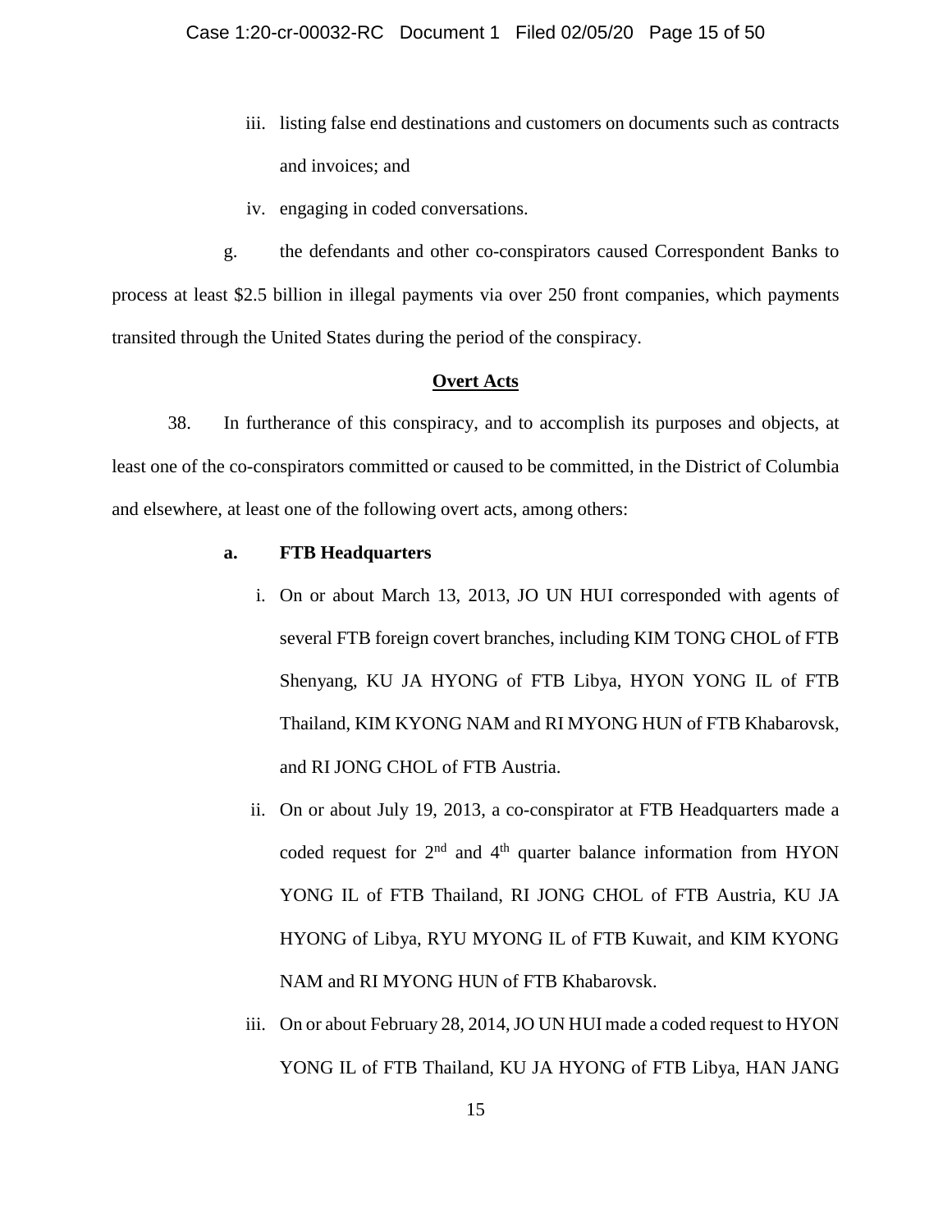iii. listing false end destinations and customers on documents such as contracts and invoices; and

iv. engaging in coded conversations.

g. the defendants and other co-conspirators caused Correspondent Banks to process at least $2.5 billion in illegal payments via over 250 front companies, which payments transited through the United States during the period of the conspiracy.

**Overt Acts**

38. In furtherance of this conspiracy, and to accomplish its purposes and objects, at least one of the co-conspirators committed or caused to be committed, in the District of Columbia and elsewhere, at least one of the following overt acts, among others:

**a. FTB Headquarters**

i. On or about March 13, 2013, JO UN HUI corresponded with agents of several FTB foreign covert branches, including KIM TONG CHOL of FTB Shenyang, KU JA HYONG of FTB Libya, HYON YONG IL of FTB Thailand, KIM KYONG NAM and RI MYONG HUN of FTB Khabarovsk, and RI JONG CHOL of FTB Austria.

ii. On or about July 19, 2013, a co-conspirator at FTB Headquarters made a coded request for 2nd and 4th quarter balance information from HYON YONG IL of FTB Thailand, RI JONG CHOL of FTB Austria, KU JA HYONG of Libya, RYU MYONG IL of FTB Kuwait, and KIM KYONG NAM and RI MYONG HUN of FTB Khabarovsk.

iii. On or about February 28, 2014, JO UN HUI made a coded request to HYON YONG IL of FTB Thailand, KU JA HYONG of FTB Libya, HAN JANG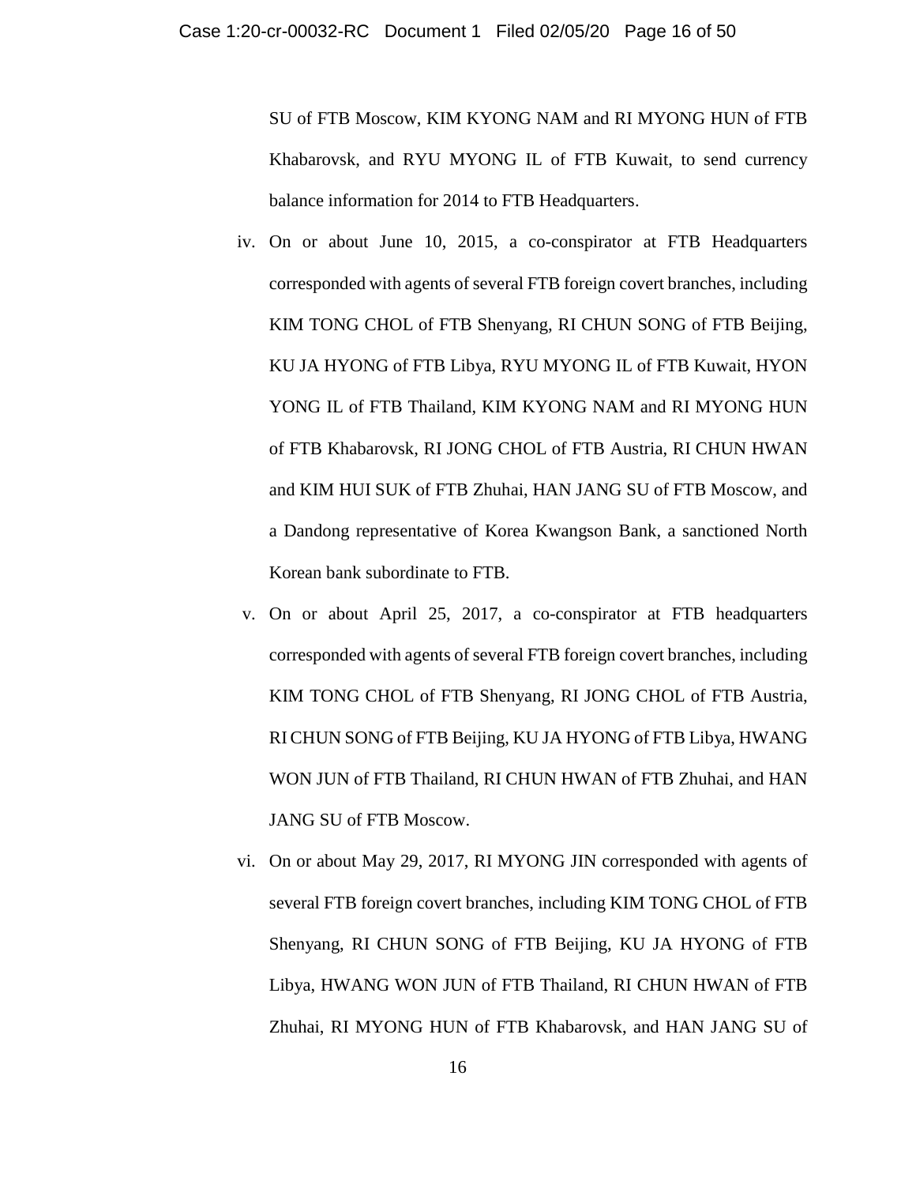SU of FTB Moscow, KIM KYONG NAM and RI MYONG HUN of FTB Khabarovsk, and RYU MYONG IL of FTB Kuwait, to send currency balance information for 2014 to FTB Headquarters.

iv. On or about June 10, 2015, a co-conspirator at FTB Headquarters corresponded with agents of several FTB foreign covert branches, including KIM TONG CHOL of FTB Shenyang, RI CHUN SONG of FTB Beijing, KU JA HYONG of FTB Libya, RYU MYONG IL of FTB Kuwait, HYON YONG IL of FTB Thailand, KIM KYONG NAM and RI MYONG HUN of FTB Khabarovsk, RI JONG CHOL of FTB Austria, RI CHUN HWAN and KIM HUI SUK of FTB Zhuhai, HAN JANG SU of FTB Moscow, and a Dandong representative of Korea Kwangson Bank, a sanctioned North Korean bank subordinate to FTB.

v. On or about April 25, 2017, a co-conspirator at FTB headquarters corresponded with agents of several FTB foreign covert branches, including KIM TONG CHOL of FTB Shenyang, RI JONG CHOL of FTB Austria, RI CHUN SONG of FTB Beijing, KU JA HYONG of FTB Libya, HWANG WON JUN of FTB Thailand, RI CHUN HWAN of FTB Zhuhai, and HAN JANG SU of FTB Moscow.

vi. On or about May 29, 2017, RI MYONG JIN corresponded with agents of several FTB foreign covert branches, including KIM TONG CHOL of FTB Shenyang, RI CHUN SONG of FTB Beijing, KU JA HYONG of FTB Libya, HWANG WON JUN of FTB Thailand, RI CHUN HWAN of FTB Zhuhai, RI MYONG HUN of FTB Khabarovsk, and HAN JANG SU of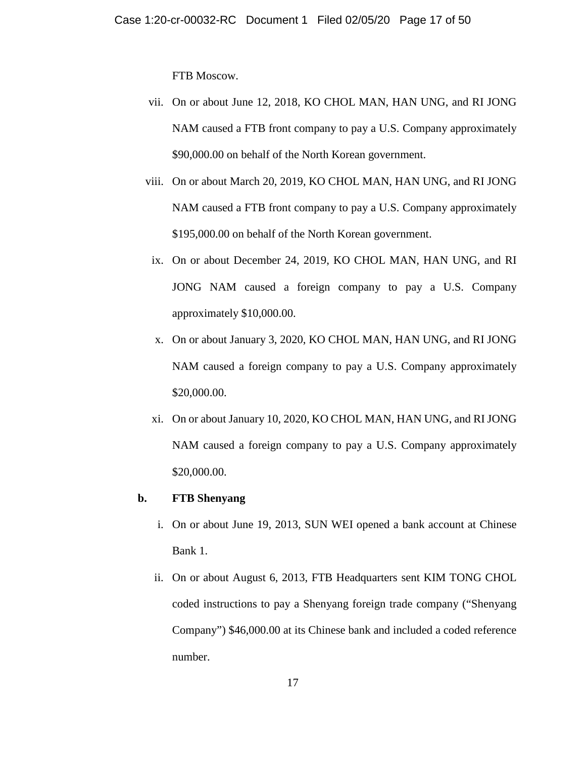FTB Moscow.

vii. On or about June 12, 2018, KO CHOL MAN, HAN UNG, and RI JONG NAM caused a FTB front company to pay a U.S. Company approximately $90,000.00 on behalf of the North Korean government.

viii. On or about March 20, 2019, KO CHOL MAN, HAN UNG, and RI JONG NAM caused a FTB front company to pay a U.S. Company approximately $195,000.00 on behalf of the North Korean government.

ix. On or about December 24, 2019, KO CHOL MAN, HAN UNG, and RI JONG NAM caused a foreign company to pay a U.S. Company approximately $10,000.00.

x. On or about January 3, 2020, KO CHOL MAN, HAN UNG, and RI JONG NAM caused a foreign company to pay a U.S. Company approximately $20,000.00.

xi. On or about January 10, 2020, KO CHOL MAN, HAN UNG, and RI JONG NAM caused a foreign company to pay a U.S. Company approximately $20,000.00.

**b. FTB Shenyang**

i. On or about June 19, 2013, SUN WEI opened a bank account at Chinese Bank 1.

ii. On or about August 6, 2013, FTB Headquarters sent KIM TONG CHOL coded instructions to pay a Shenyang foreign trade company ("Shenyang Company") $46,000.00 at its Chinese bank and included a coded reference number.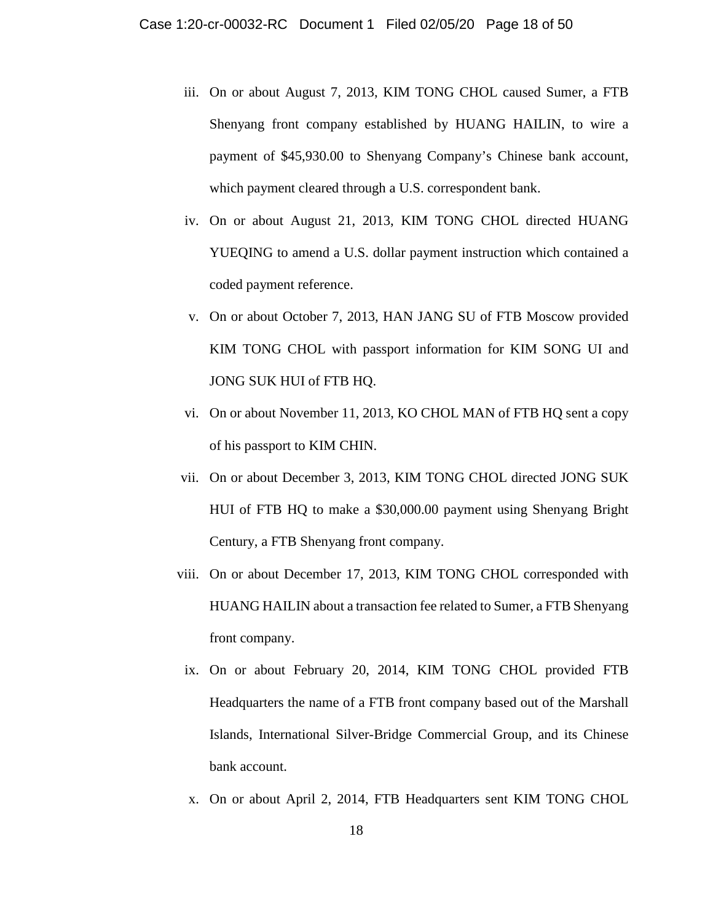iii. On or about August 7, 2013, KIM TONG CHOL caused Sumer, a FTB Shenyang front company established by HUANG HAILIN, to wire a payment of $45,930.00 to Shenyang Company's Chinese bank account, which payment cleared through a U.S. correspondent bank.

iv. On or about August 21, 2013, KIM TONG CHOL directed HUANG YUEQING to amend a U.S. dollar payment instruction which contained a coded payment reference.

v. On or about October 7, 2013, HAN JANG SU of FTB Moscow provided KIM TONG CHOL with passport information for KIM SONG UI and JONG SUK HUI of FTB HQ.

vi. On or about November 11, 2013, KO CHOL MAN of FTB HQ sent a copy of his passport to KIM CHIN.

vii. On or about December 3, 2013, KIM TONG CHOL directed JONG SUK HUI of FTB HQ to make a $30,000.00 payment using Shenyang Bright Century, a FTB Shenyang front company.

viii. On or about December 17, 2013, KIM TONG CHOL corresponded with HUANG HAILIN about a transaction fee related to Sumer, a FTB Shenyang front company.

ix. On or about February 20, 2014, KIM TONG CHOL provided FTB Headquarters the name of a FTB front company based out of the Marshall Islands, International Silver-Bridge Commercial Group, and its Chinese bank account.

x. On or about April 2, 2014, FTB Headquarters sent KIM TONG CHOL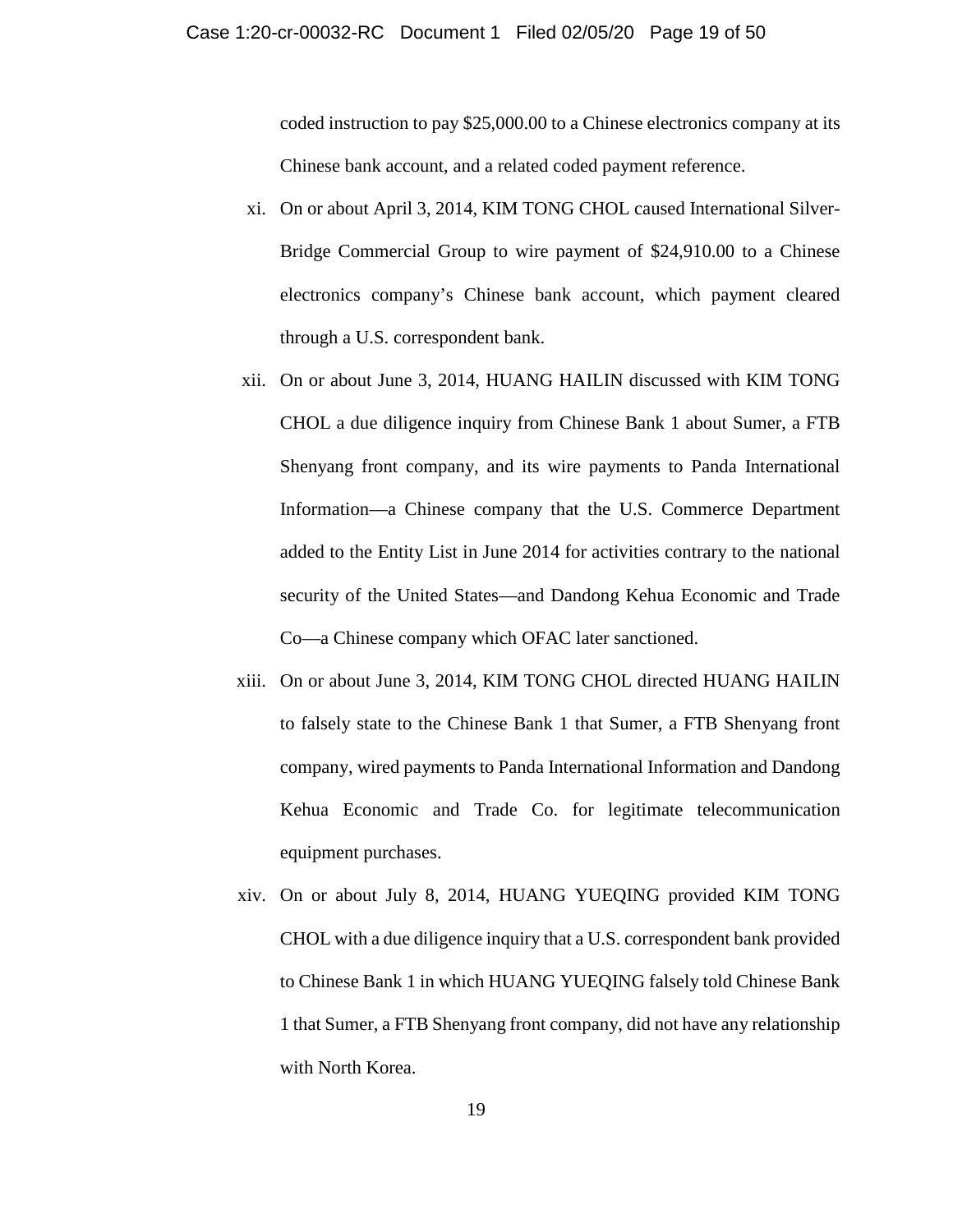coded instruction to pay $25,000.00 to a Chinese electronics company at its Chinese bank account, and a related coded payment reference.

xi. On or about April 3, 2014, KIM TONG CHOL caused International Silver-Bridge Commercial Group to wire payment of $24,910.00 to a Chinese electronics company's Chinese bank account, which payment cleared through a U.S. correspondent bank.

xii. On or about June 3, 2014, HUANG HAILIN discussed with KIM TONG CHOL a due diligence inquiry from Chinese Bank 1 about Sumer, a FTB Shenyang front company, and its wire payments to Panda International Information—a Chinese company that the U.S. Commerce Department added to the Entity List in June 2014 for activities contrary to the national security of the United States—and Dandong Kehua Economic and Trade Co—a Chinese company which OFAC later sanctioned.

xiii. On or about June 3, 2014, KIM TONG CHOL directed HUANG HAILIN to falsely state to the Chinese Bank 1 that Sumer, a FTB Shenyang front company, wired payments to Panda International Information and Dandong Kehua Economic and Trade Co. for legitimate telecommunication equipment purchases.

xiv. On or about July 8, 2014, HUANG YUEQING provided KIM TONG CHOL with a due diligence inquiry that a U.S. correspondent bank provided to Chinese Bank 1 in which HUANG YUEQING falsely told Chinese Bank 1 that Sumer, a FTB Shenyang front company, did not have any relationship with North Korea.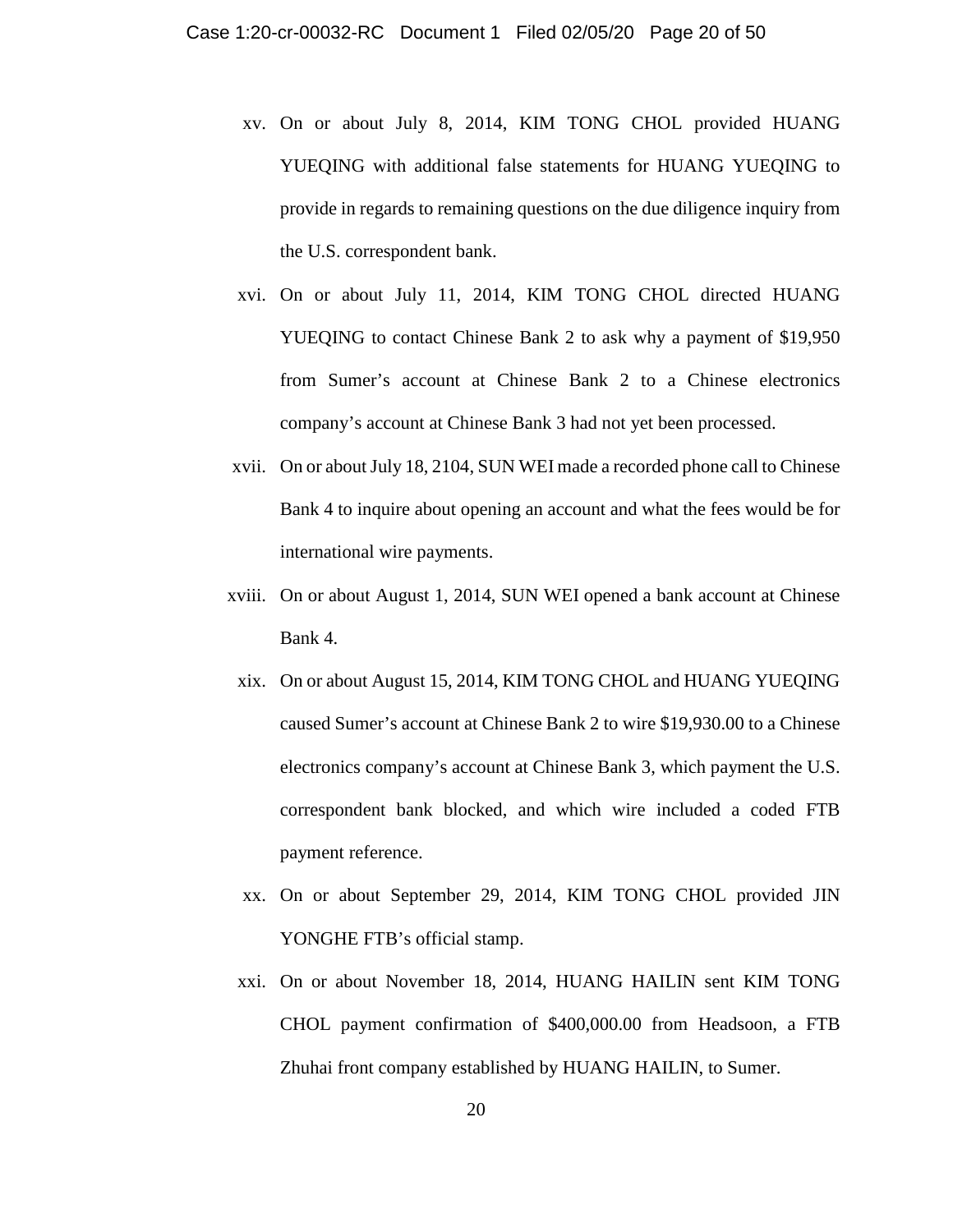xv. On or about July 8, 2014, KIM TONG CHOL provided HUANG YUEQING with additional false statements for HUANG YUEQING to provide in regards to remaining questions on the due diligence inquiry from the U.S. correspondent bank.

xvi. On or about July 11, 2014, KIM TONG CHOL directed HUANG YUEQING to contact Chinese Bank 2 to ask why a payment of $19,950 from Sumer's account at Chinese Bank 2 to a Chinese electronics company's account at Chinese Bank 3 had not yet been processed.

xvii. On or about July 18, 2104, SUN WEI made a recorded phone call to Chinese Bank 4 to inquire about opening an account and what the fees would be for international wire payments.

xviii. On or about August 1, 2014, SUN WEI opened a bank account at Chinese Bank 4.

xix. On or about August 15, 2014, KIM TONG CHOL and HUANG YUEQING caused Sumer's account at Chinese Bank 2 to wire $19,930.00 to a Chinese electronics company's account at Chinese Bank 3, which payment the U.S. correspondent bank blocked, and which wire included a coded FTB payment reference.

xx. On or about September 29, 2014, KIM TONG CHOL provided JIN YONGHE FTB's official stamp.

xxi. On or about November 18, 2014, HUANG HAILIN sent KIM TONG CHOL payment confirmation of $400,000.00 from Headsoon, a FTB Zhuhai front company established by HUANG HAILIN, to Sumer.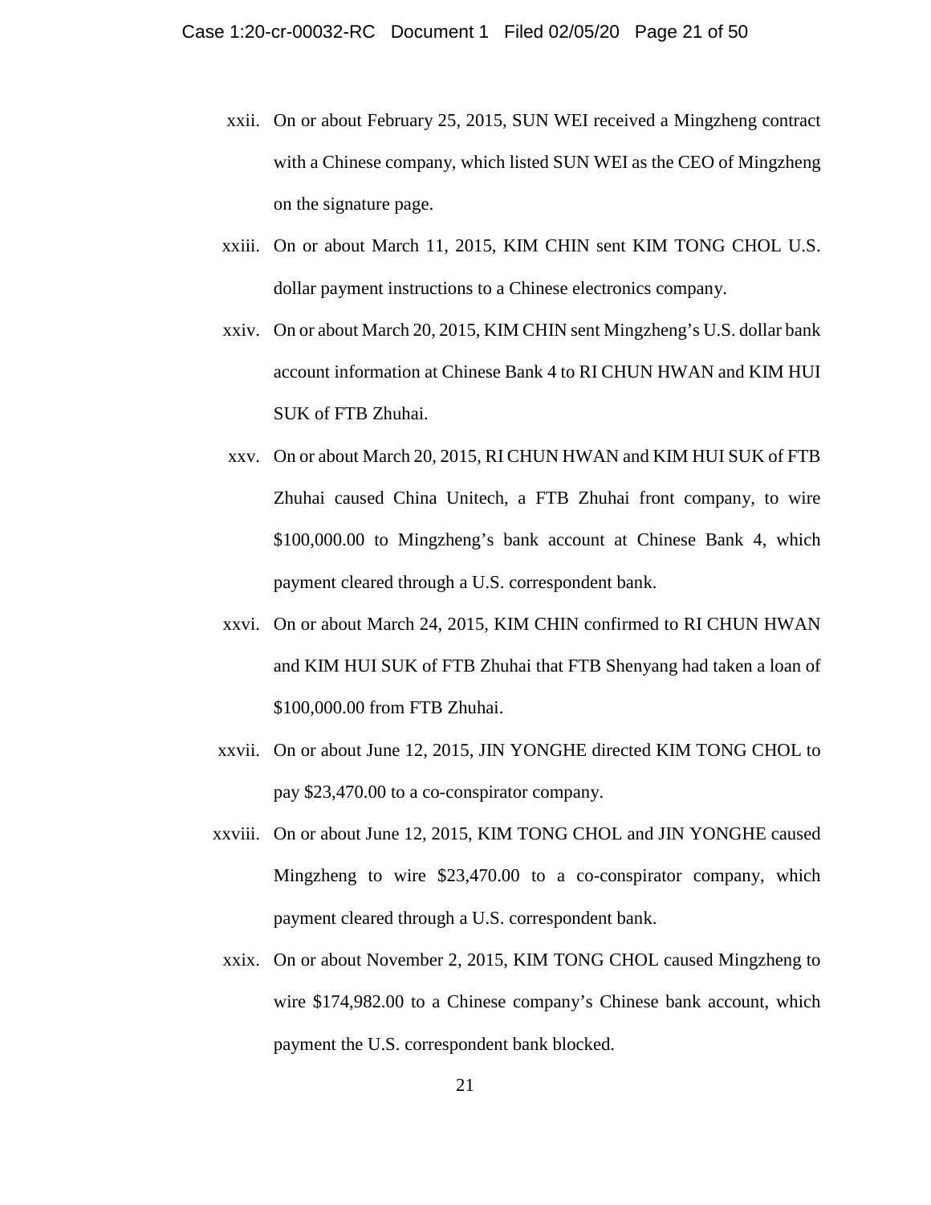xxii. On or about February 25, 2015, SUN WEI received a Mingzheng contract with a Chinese company, which listed SUN WEI as the CEO of Mingzheng on the signature page.

xxiii. On or about March 11, 2015, KIM CHIN sent KIM TONG CHOL U.S. dollar payment instructions to a Chinese electronics company.

xxiv. On or about March 20, 2015, KIM CHIN sent Mingzheng's U.S. dollar bank account information at Chinese Bank 4 to RI CHUN HWAN and KIM HUI SUK of FTB Zhuhai.

xxv. On or about March 20, 2015, RI CHUN HWAN and KIM HUI SUK of FTB Zhuhai caused China Unitech, a FTB Zhuhai front company, to wire $100,000.00 to Mingzheng's bank account at Chinese Bank 4, which payment cleared through a U.S. correspondent bank.

xxvi. On or about March 24, 2015, KIM CHIN confirmed to RI CHUN HWAN and KIM HUI SUK of FTB Zhuhai that FTB Shenyang had taken a loan of $100,000.00 from FTB Zhuhai.

xxvii. On or about June 12, 2015, JIN YONGHE directed KIM TONG CHOL to pay $23,470.00 to a co-conspirator company.

xxviii. On or about June 12, 2015, KIM TONG CHOL and JIN YONGHE caused Mingzheng to wire $23,470.00 to a co-conspirator company, which payment cleared through a U.S. correspondent bank.

xxix. On or about November 2, 2015, KIM TONG CHOL caused Mingzheng to wire $174,982.00 to a Chinese company's Chinese bank account, which payment the U.S. correspondent bank blocked.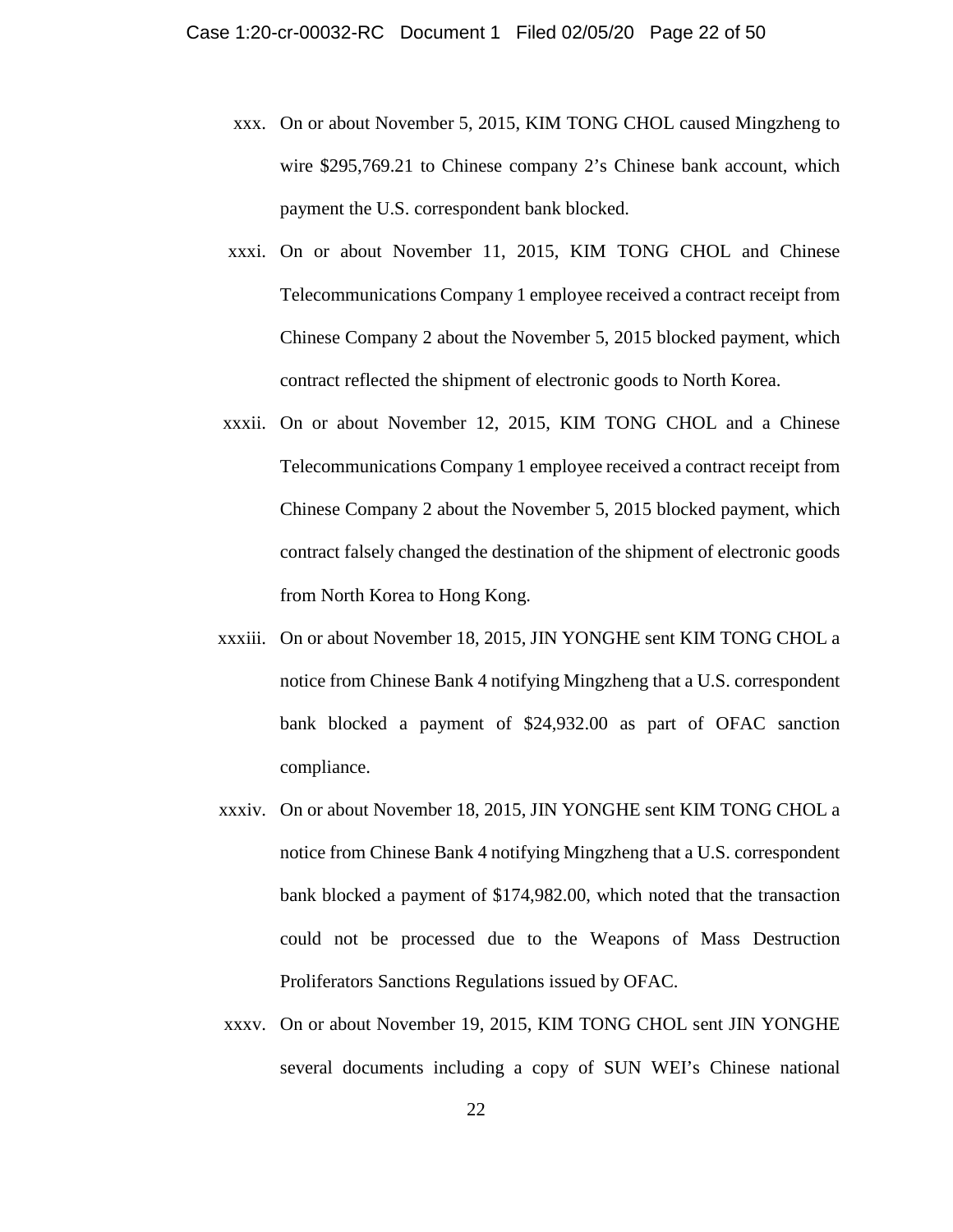xxx. On or about November 5, 2015, KIM TONG CHOL caused Mingzheng to wire $295,769.21 to Chinese company 2's Chinese bank account, which payment the U.S. correspondent bank blocked.

xxxi. On or about November 11, 2015, KIM TONG CHOL and Chinese Telecommunications Company 1 employee received a contract receipt from Chinese Company 2 about the November 5, 2015 blocked payment, which contract reflected the shipment of electronic goods to North Korea.

xxxii. On or about November 12, 2015, KIM TONG CHOL and a Chinese Telecommunications Company 1 employee received a contract receipt from Chinese Company 2 about the November 5, 2015 blocked payment, which contract falsely changed the destination of the shipment of electronic goods from North Korea to Hong Kong.

xxxiii. On or about November 18, 2015, JIN YONGHE sent KIM TONG CHOL a notice from Chinese Bank 4 notifying Mingzheng that a U.S. correspondent bank blocked a payment of $24,932.00 as part of OFAC sanction compliance.

xxxiv. On or about November 18, 2015, JIN YONGHE sent KIM TONG CHOL a notice from Chinese Bank 4 notifying Mingzheng that a U.S. correspondent bank blocked a payment of $174,982.00, which noted that the transaction could not be processed due to the Weapons of Mass Destruction Proliferators Sanctions Regulations issued by OFAC.

xxxv. On or about November 19, 2015, KIM TONG CHOL sent JIN YONGHE several documents including a copy of SUN WEI's Chinese national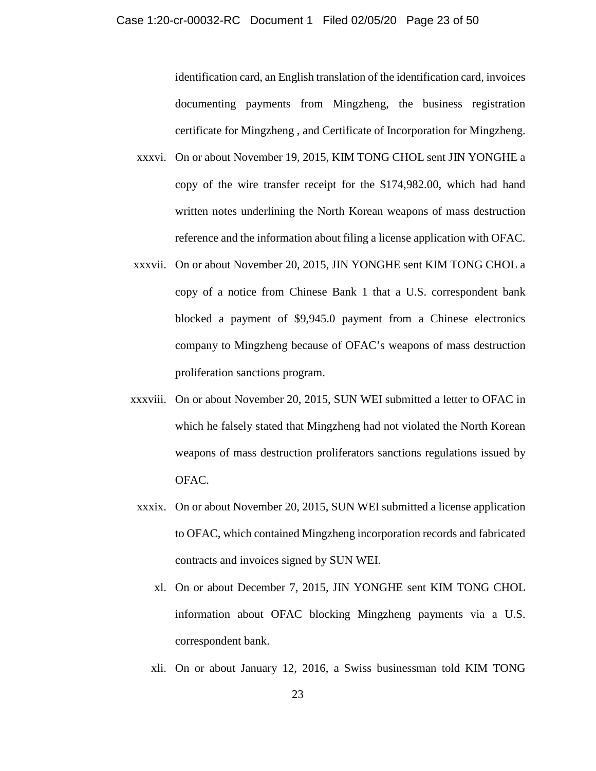identification card, an English translation of the identification card, invoices documenting payments from Mingzheng, the business registration certificate for Mingzheng , and Certificate of Incorporation for Mingzheng.

xxxvi. On or about November 19, 2015, KIM TONG CHOL sent JIN YONGHE a copy of the wire transfer receipt for the $174,982.00, which had hand written notes underlining the North Korean weapons of mass destruction reference and the information about filing a license application with OFAC.

xxxvii. On or about November 20, 2015, JIN YONGHE sent KIM TONG CHOL a copy of a notice from Chinese Bank 1 that a U.S. correspondent bank blocked a payment of $9,945.0 payment from a Chinese electronics company to Mingzheng because of OFAC's weapons of mass destruction proliferation sanctions program.

xxxviii. On or about November 20, 2015, SUN WEI submitted a letter to OFAC in which he falsely stated that Mingzheng had not violated the North Korean weapons of mass destruction proliferators sanctions regulations issued by OFAC.

xxxix. On or about November 20, 2015, SUN WEI submitted a license application to OFAC, which contained Mingzheng incorporation records and fabricated contracts and invoices signed by SUN WEI.

xl. On or about December 7, 2015, JIN YONGHE sent KIM TONG CHOL information about OFAC blocking Mingzheng payments via a U.S. correspondent bank.

xli. On or about January 12, 2016, a Swiss businessman told KIM TONG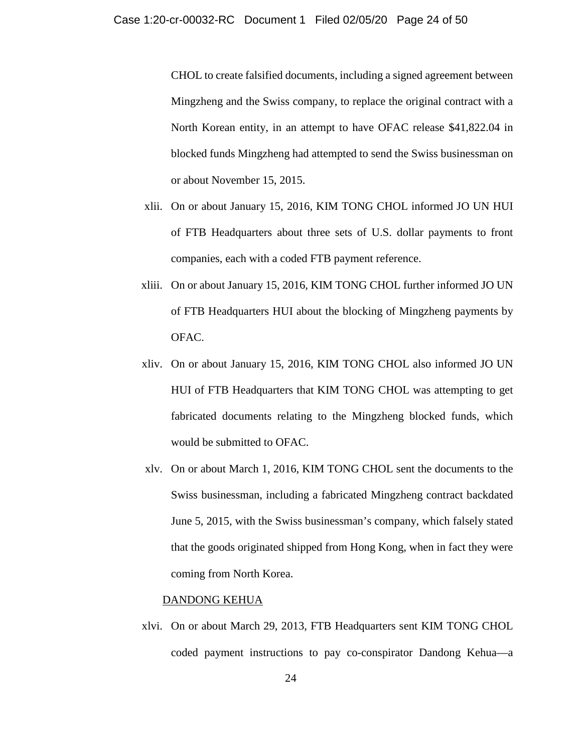CHOL to create falsified documents, including a signed agreement between Mingzheng and the Swiss company, to replace the original contract with a North Korean entity, in an attempt to have OFAC release $41,822.04 in blocked funds Mingzheng had attempted to send the Swiss businessman on or about November 15, 2015.

xlii. On or about January 15, 2016, KIM TONG CHOL informed JO UN HUI of FTB Headquarters about three sets of U.S. dollar payments to front companies, each with a coded FTB payment reference.

xliii. On or about January 15, 2016, KIM TONG CHOL further informed JO UN of FTB Headquarters HUI about the blocking of Mingzheng payments by OFAC.

xliv. On or about January 15, 2016, KIM TONG CHOL also informed JO UN HUI of FTB Headquarters that KIM TONG CHOL was attempting to get fabricated documents relating to the Mingzheng blocked funds, which would be submitted to OFAC.

xlv. On or about March 1, 2016, KIM TONG CHOL sent the documents to the Swiss businessman, including a fabricated Mingzheng contract backdated June 5, 2015, with the Swiss businessman's company, which falsely stated that the goods originated shipped from Hong Kong, when in fact they were coming from North Korea.

<u>DANDONG KEHUA</u>

xlvi. On or about March 29, 2013, FTB Headquarters sent KIM TONG CHOL coded payment instructions to pay co-conspirator Dandong Kehua—a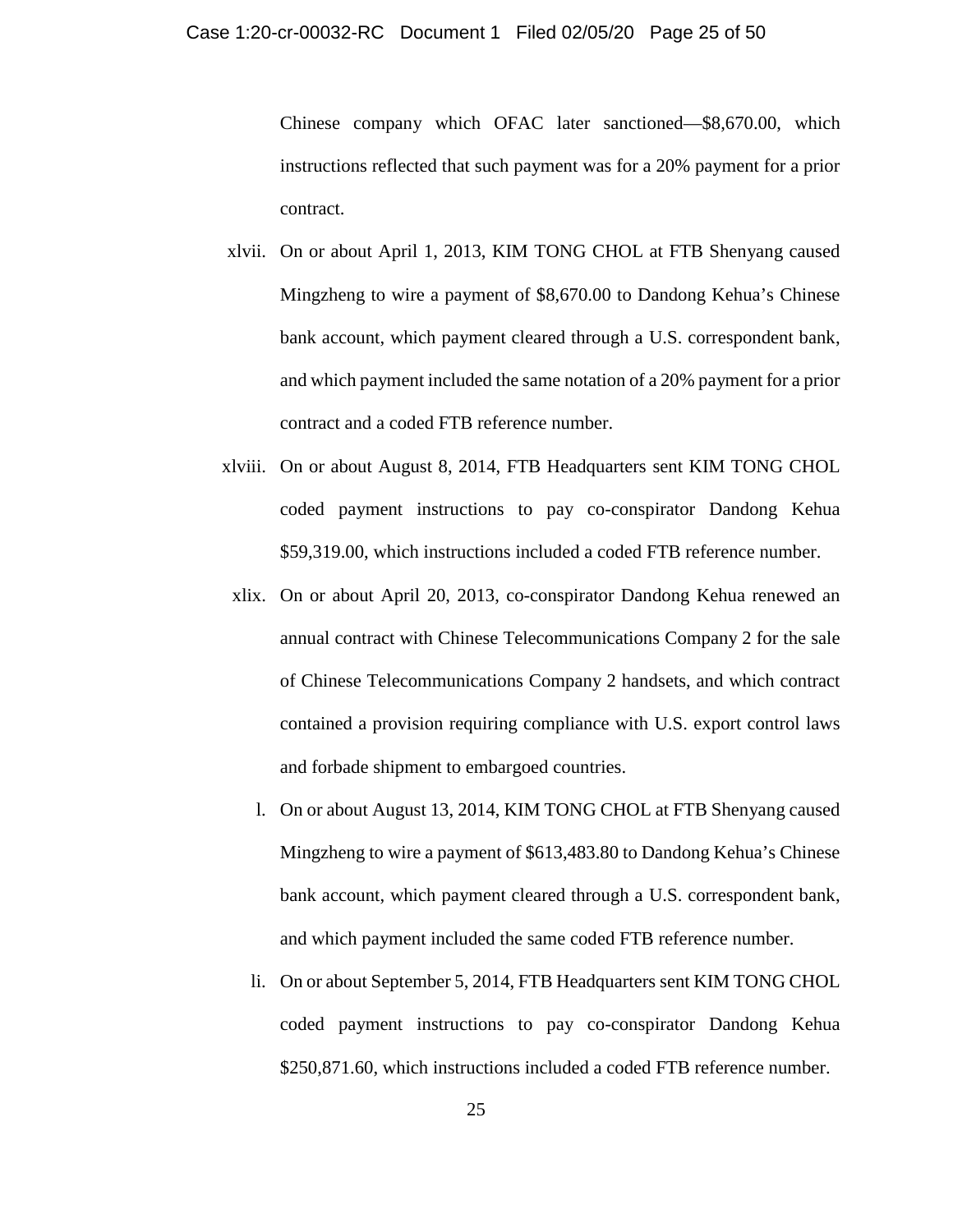Chinese company which OFAC later sanctioned—$8,670.00, which instructions reflected that such payment was for a 20% payment for a prior contract.

xlvii. On or about April 1, 2013, KIM TONG CHOL at FTB Shenyang caused Mingzheng to wire a payment of $8,670.00 to Dandong Kehua's Chinese bank account, which payment cleared through a U.S. correspondent bank, and which payment included the same notation of a 20% payment for a prior contract and a coded FTB reference number.

xlviii. On or about August 8, 2014, FTB Headquarters sent KIM TONG CHOL coded payment instructions to pay co-conspirator Dandong Kehua $59,319.00, which instructions included a coded FTB reference number.

xlix. On or about April 20, 2013, co-conspirator Dandong Kehua renewed an annual contract with Chinese Telecommunications Company 2 for the sale of Chinese Telecommunications Company 2 handsets, and which contract contained a provision requiring compliance with U.S. export control laws and forbade shipment to embargoed countries.

l. On or about August 13, 2014, KIM TONG CHOL at FTB Shenyang caused Mingzheng to wire a payment of $613,483.80 to Dandong Kehua's Chinese bank account, which payment cleared through a U.S. correspondent bank, and which payment included the same coded FTB reference number.

li. On or about September 5, 2014, FTB Headquarters sent KIM TONG CHOL coded payment instructions to pay co-conspirator Dandong Kehua $250,871.60, which instructions included a coded FTB reference number.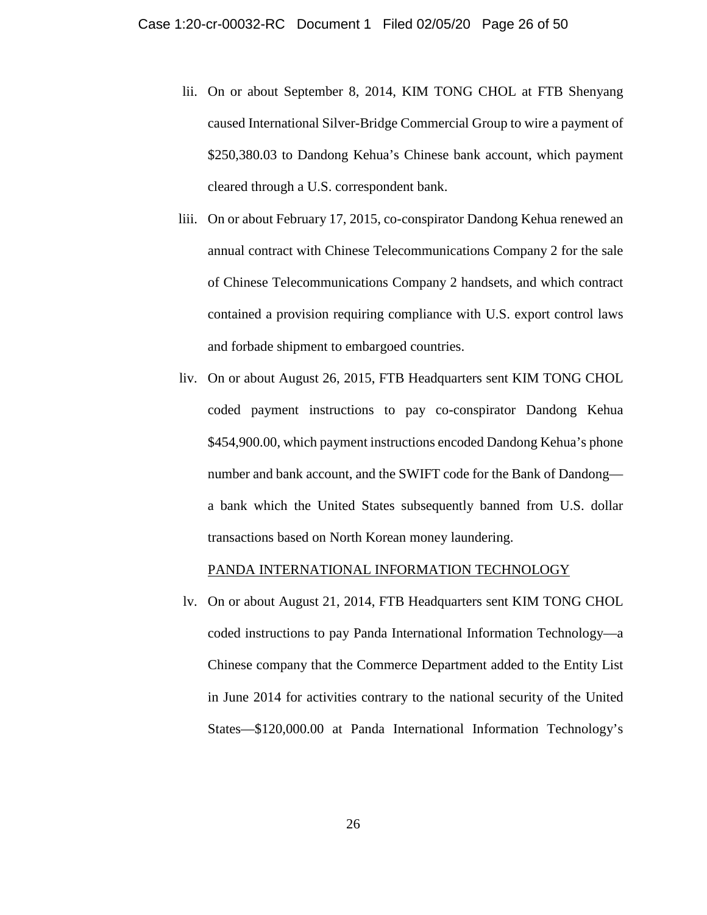lii. On or about September 8, 2014, KIM TONG CHOL at FTB Shenyang caused International Silver-Bridge Commercial Group to wire a payment of $250,380.03 to Dandong Kehua's Chinese bank account, which payment cleared through a U.S. correspondent bank.

liii. On or about February 17, 2015, co-conspirator Dandong Kehua renewed an annual contract with Chinese Telecommunications Company 2 for the sale of Chinese Telecommunications Company 2 handsets, and which contract contained a provision requiring compliance with U.S. export control laws and forbade shipment to embargoed countries.

liv. On or about August 26, 2015, FTB Headquarters sent KIM TONG CHOL coded payment instructions to pay co-conspirator Dandong Kehua $454,900.00, which payment instructions encoded Dandong Kehua's phone number and bank account, and the SWIFT code for the Bank of Dandong—a bank which the United States subsequently banned from U.S. dollar transactions based on North Korean money laundering.

<u>PANDA INTERNATIONAL INFORMATION TECHNOLOGY</u>

lv. On or about August 21, 2014, FTB Headquarters sent KIM TONG CHOL coded instructions to pay Panda International Information Technology—a Chinese company that the Commerce Department added to the Entity List in June 2014 for activities contrary to the national security of the United States—$120,000.00 at Panda International Information Technology's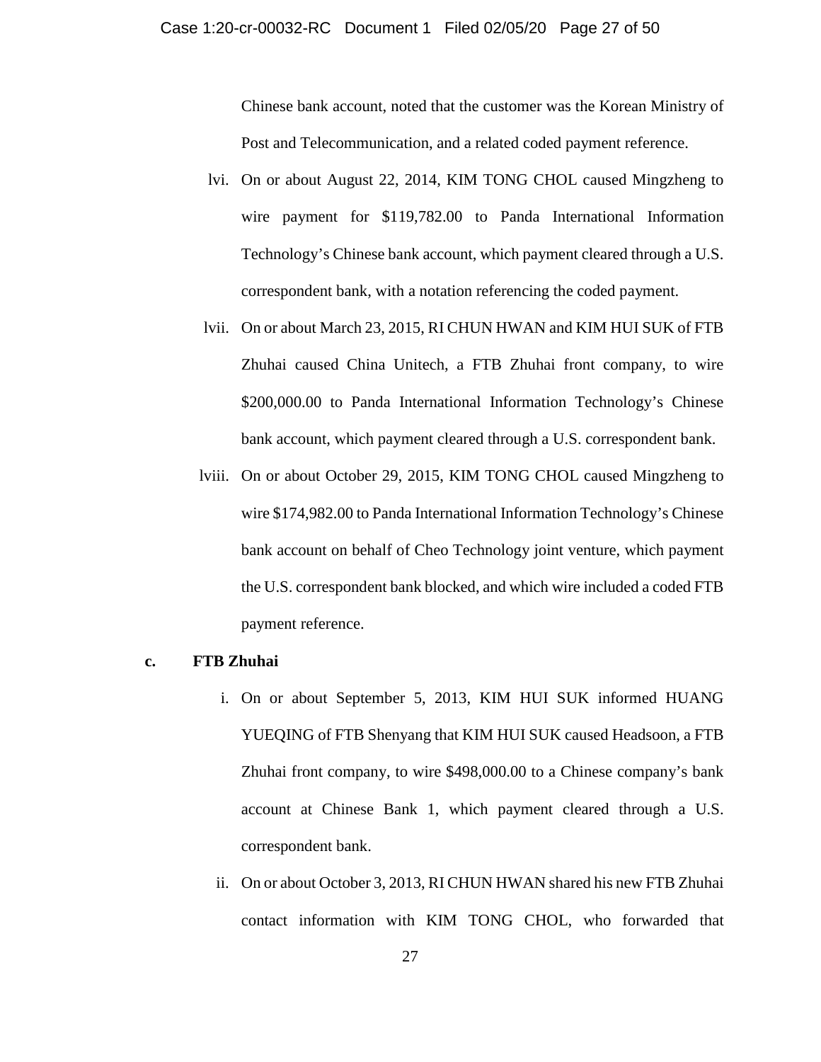Chinese bank account, noted that the customer was the Korean Ministry of Post and Telecommunication, and a related coded payment reference.

lvi. On or about August 22, 2014, KIM TONG CHOL caused Mingzheng to wire payment for $119,782.00 to Panda International Information Technology's Chinese bank account, which payment cleared through a U.S. correspondent bank, with a notation referencing the coded payment.

lvii. On or about March 23, 2015, RI CHUN HWAN and KIM HUI SUK of FTB Zhuhai caused China Unitech, a FTB Zhuhai front company, to wire $200,000.00 to Panda International Information Technology's Chinese bank account, which payment cleared through a U.S. correspondent bank.

lviii. On or about October 29, 2015, KIM TONG CHOL caused Mingzheng to wire $174,982.00 to Panda International Information Technology's Chinese bank account on behalf of Cheo Technology joint venture, which payment the U.S. correspondent bank blocked, and which wire included a coded FTB payment reference.

**c. FTB Zhuhai**

i. On or about September 5, 2013, KIM HUI SUK informed HUANG YUEQING of FTB Shenyang that KIM HUI SUK caused Headsoon, a FTB Zhuhai front company, to wire $498,000.00 to a Chinese company's bank account at Chinese Bank 1, which payment cleared through a U.S. correspondent bank.

ii. On or about October 3, 2013, RI CHUN HWAN shared his new FTB Zhuhai contact information with KIM TONG CHOL, who forwarded that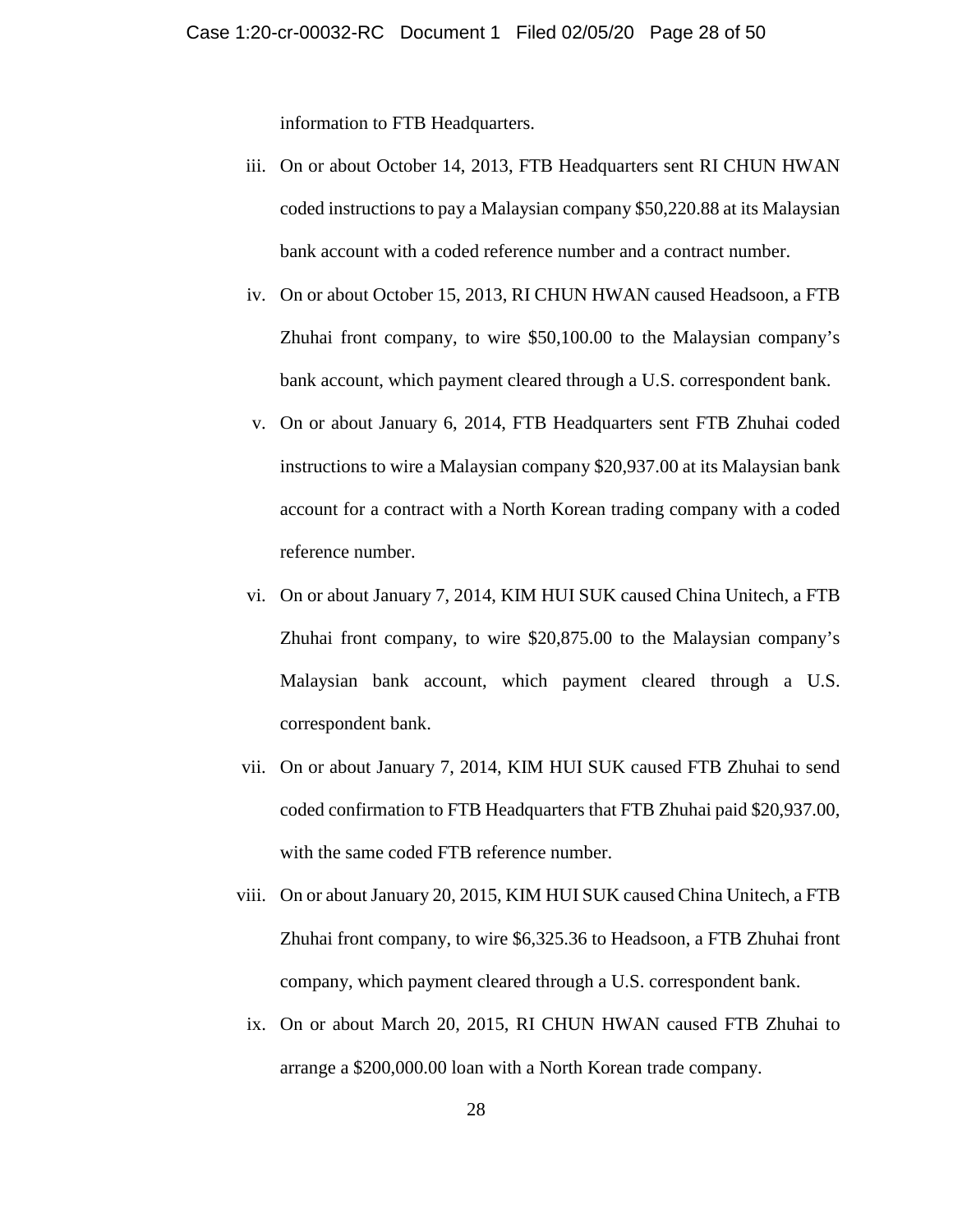information to FTB Headquarters.

iii. On or about October 14, 2013, FTB Headquarters sent RI CHUN HWAN coded instructions to pay a Malaysian company $50,220.88 at its Malaysian bank account with a coded reference number and a contract number.

iv. On or about October 15, 2013, RI CHUN HWAN caused Headsoon, a FTB Zhuhai front company, to wire $50,100.00 to the Malaysian company's bank account, which payment cleared through a U.S. correspondent bank.

v. On or about January 6, 2014, FTB Headquarters sent FTB Zhuhai coded instructions to wire a Malaysian company $20,937.00 at its Malaysian bank account for a contract with a North Korean trading company with a coded reference number.

vi. On or about January 7, 2014, KIM HUI SUK caused China Unitech, a FTB Zhuhai front company, to wire $20,875.00 to the Malaysian company's Malaysian bank account, which payment cleared through a U.S. correspondent bank.

vii. On or about January 7, 2014, KIM HUI SUK caused FTB Zhuhai to send coded confirmation to FTB Headquarters that FTB Zhuhai paid $20,937.00, with the same coded FTB reference number.

viii. On or about January 20, 2015, KIM HUI SUK caused China Unitech, a FTB Zhuhai front company, to wire $6,325.36 to Headsoon, a FTB Zhuhai front company, which payment cleared through a U.S. correspondent bank.

ix. On or about March 20, 2015, RI CHUN HWAN caused FTB Zhuhai to arrange a $200,000.00 loan with a North Korean trade company.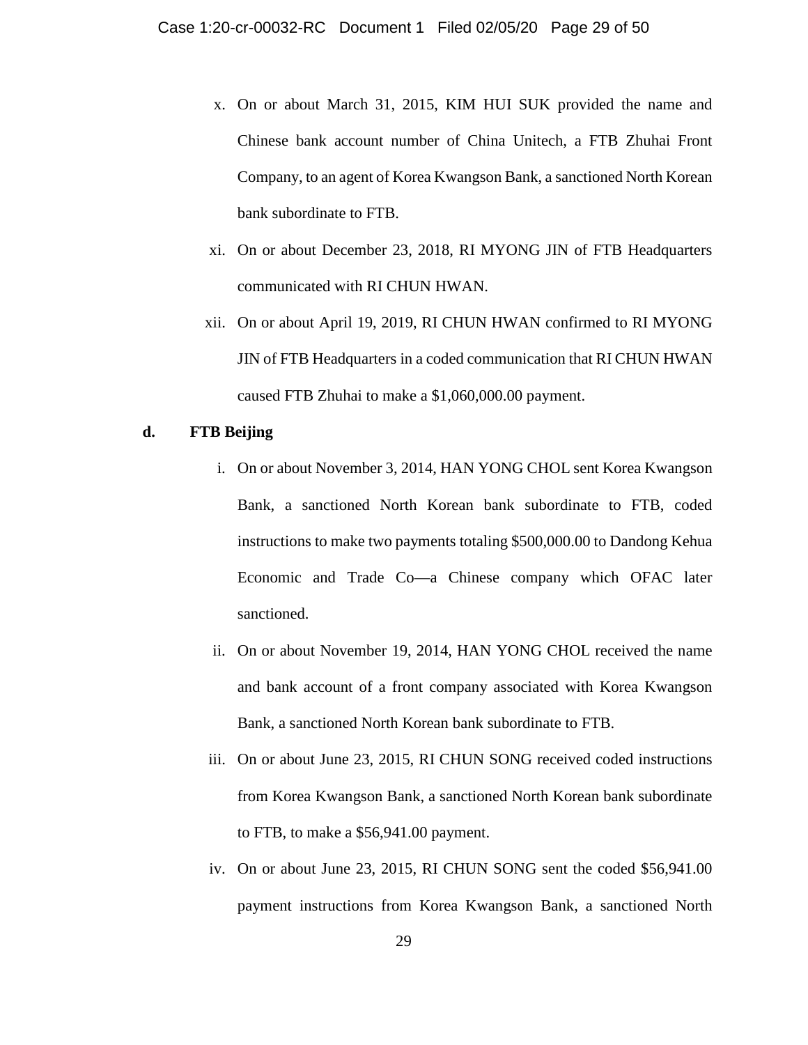x. On or about March 31, 2015, KIM HUI SUK provided the name and Chinese bank account number of China Unitech, a FTB Zhuhai Front Company, to an agent of Korea Kwangson Bank, a sanctioned North Korean bank subordinate to FTB.

xi. On or about December 23, 2018, RI MYONG JIN of FTB Headquarters communicated with RI CHUN HWAN.

xii. On or about April 19, 2019, RI CHUN HWAN confirmed to RI MYONG JIN of FTB Headquarters in a coded communication that RI CHUN HWAN caused FTB Zhuhai to make a $1,060,000.00 payment.

**d. FTB Beijing**

i. On or about November 3, 2014, HAN YONG CHOL sent Korea Kwangson Bank, a sanctioned North Korean bank subordinate to FTB, coded instructions to make two payments totaling $500,000.00 to Dandong Kehua Economic and Trade Co—a Chinese company which OFAC later sanctioned.

ii. On or about November 19, 2014, HAN YONG CHOL received the name and bank account of a front company associated with Korea Kwangson Bank, a sanctioned North Korean bank subordinate to FTB.

iii. On or about June 23, 2015, RI CHUN SONG received coded instructions from Korea Kwangson Bank, a sanctioned North Korean bank subordinate to FTB, to make a $56,941.00 payment.

iv. On or about June 23, 2015, RI CHUN SONG sent the coded $56,941.00 payment instructions from Korea Kwangson Bank, a sanctioned North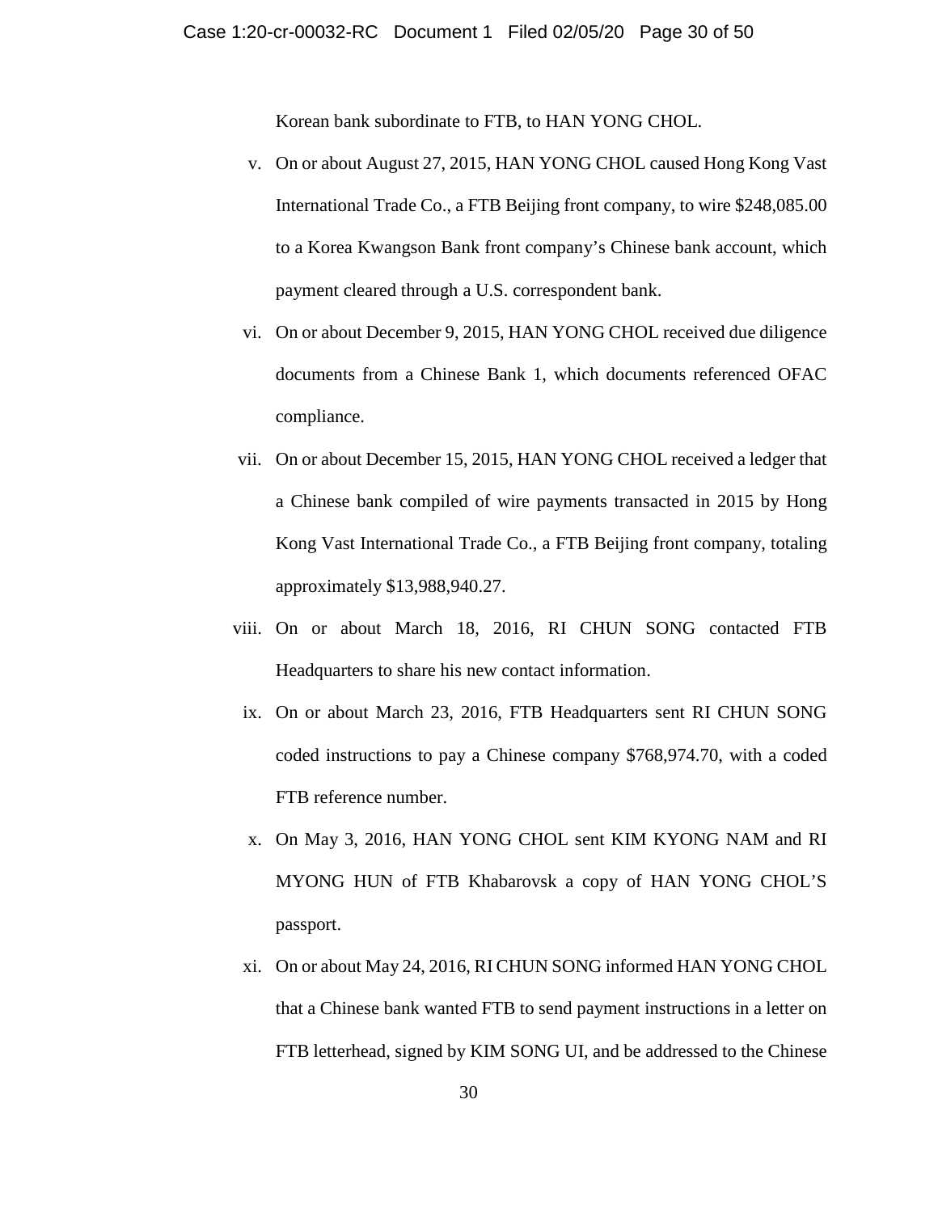Korean bank subordinate to FTB, to HAN YONG CHOL.

v. On or about August 27, 2015, HAN YONG CHOL caused Hong Kong Vast International Trade Co., a FTB Beijing front company, to wire $248,085.00 to a Korea Kwangson Bank front company's Chinese bank account, which payment cleared through a U.S. correspondent bank.

vi. On or about December 9, 2015, HAN YONG CHOL received due diligence documents from a Chinese Bank 1, which documents referenced OFAC compliance.

vii. On or about December 15, 2015, HAN YONG CHOL received a ledger that a Chinese bank compiled of wire payments transacted in 2015 by Hong Kong Vast International Trade Co., a FTB Beijing front company, totaling approximately $13,988,940.27.

viii. On or about March 18, 2016, RI CHUN SONG contacted FTB Headquarters to share his new contact information.

ix. On or about March 23, 2016, FTB Headquarters sent RI CHUN SONG coded instructions to pay a Chinese company $768,974.70, with a coded FTB reference number.

x. On May 3, 2016, HAN YONG CHOL sent KIM KYONG NAM and RI MYONG HUN of FTB Khabarovsk a copy of HAN YONG CHOL'S passport.

xi. On or about May 24, 2016, RI CHUN SONG informed HAN YONG CHOL that a Chinese bank wanted FTB to send payment instructions in a letter on FTB letterhead, signed by KIM SONG UI, and be addressed to the Chinese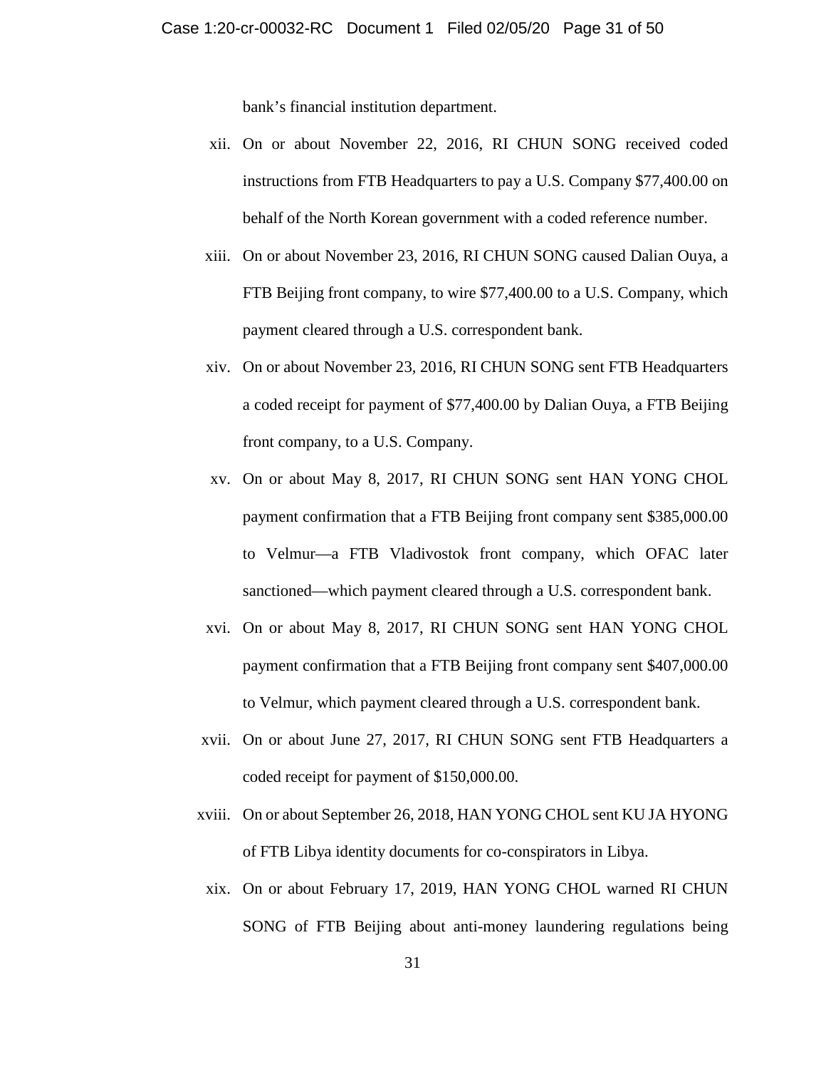bank's financial institution department.

xii. On or about November 22, 2016, RI CHUN SONG received coded instructions from FTB Headquarters to pay a U.S. Company $77,400.00 on behalf of the North Korean government with a coded reference number.

xiii. On or about November 23, 2016, RI CHUN SONG caused Dalian Ouya, a FTB Beijing front company, to wire $77,400.00 to a U.S. Company, which payment cleared through a U.S. correspondent bank.

xiv. On or about November 23, 2016, RI CHUN SONG sent FTB Headquarters a coded receipt for payment of $77,400.00 by Dalian Ouya, a FTB Beijing front company, to a U.S. Company.

xv. On or about May 8, 2017, RI CHUN SONG sent HAN YONG CHOL payment confirmation that a FTB Beijing front company sent $385,000.00 to Velmur—a FTB Vladivostok front company, which OFAC later sanctioned—which payment cleared through a U.S. correspondent bank.

xvi. On or about May 8, 2017, RI CHUN SONG sent HAN YONG CHOL payment confirmation that a FTB Beijing front company sent $407,000.00 to Velmur, which payment cleared through a U.S. correspondent bank.

xvii. On or about June 27, 2017, RI CHUN SONG sent FTB Headquarters a coded receipt for payment of $150,000.00.

xviii. On or about September 26, 2018, HAN YONG CHOL sent KU JA HYONG of FTB Libya identity documents for co-conspirators in Libya.

xix. On or about February 17, 2019, HAN YONG CHOL warned RI CHUN SONG of FTB Beijing about anti-money laundering regulations being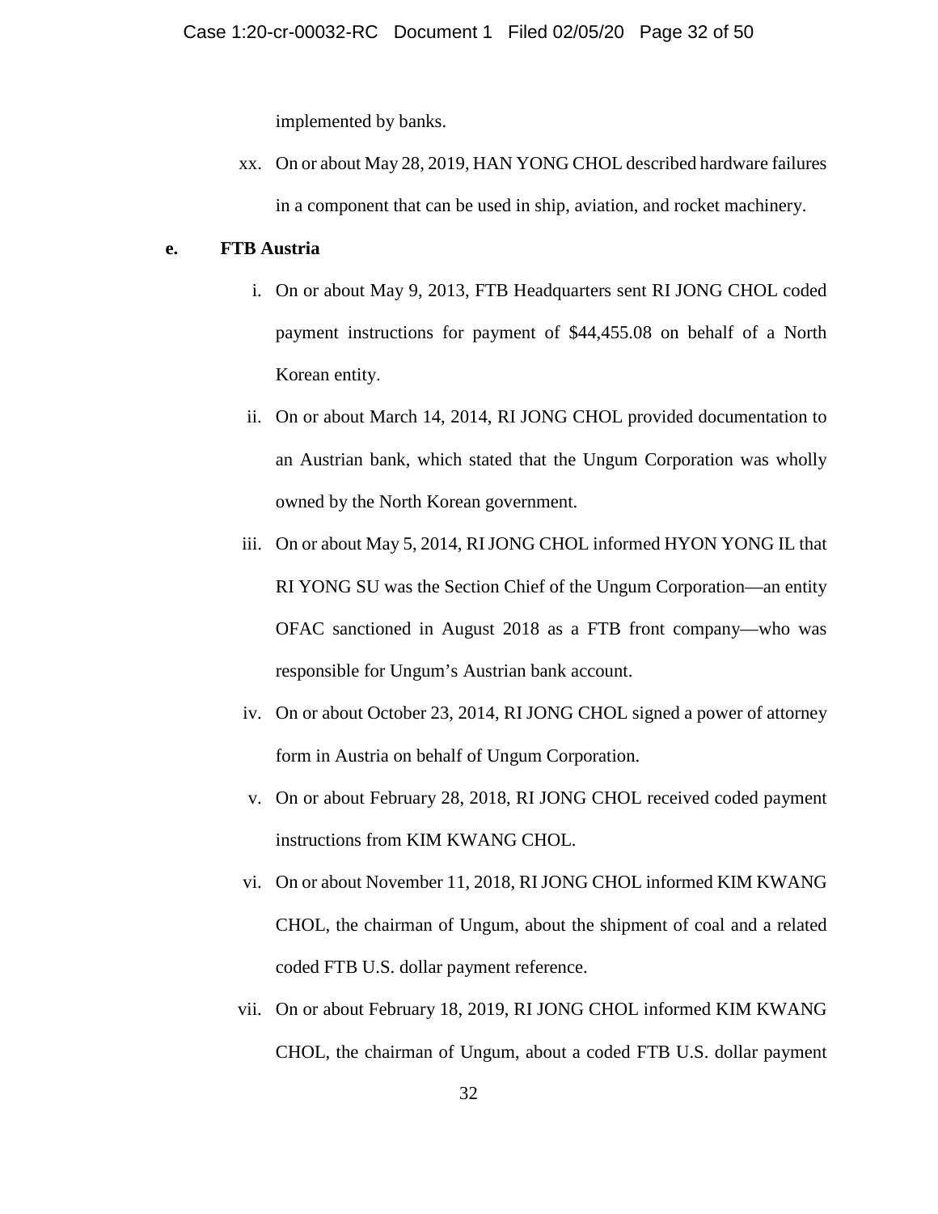implemented by banks.

xx. On or about May 28, 2019, HAN YONG CHOL described hardware failures in a component that can be used in ship, aviation, and rocket machinery.

**e. FTB Austria**

i. On or about May 9, 2013, FTB Headquarters sent RI JONG CHOL coded payment instructions for payment of $44,455.08 on behalf of a North Korean entity.

ii. On or about March 14, 2014, RI JONG CHOL provided documentation to an Austrian bank, which stated that the Ungum Corporation was wholly owned by the North Korean government.

iii. On or about May 5, 2014, RI JONG CHOL informed HYON YONG IL that RI YONG SU was the Section Chief of the Ungum Corporation—an entity OFAC sanctioned in August 2018 as a FTB front company—who was responsible for Ungum's Austrian bank account.

iv. On or about October 23, 2014, RI JONG CHOL signed a power of attorney form in Austria on behalf of Ungum Corporation.

v. On or about February 28, 2018, RI JONG CHOL received coded payment instructions from KIM KWANG CHOL.

vi. On or about November 11, 2018, RI JONG CHOL informed KIM KWANG CHOL, the chairman of Ungum, about the shipment of coal and a related coded FTB U.S. dollar payment reference.

vii. On or about February 18, 2019, RI JONG CHOL informed KIM KWANG CHOL, the chairman of Ungum, about a coded FTB U.S. dollar payment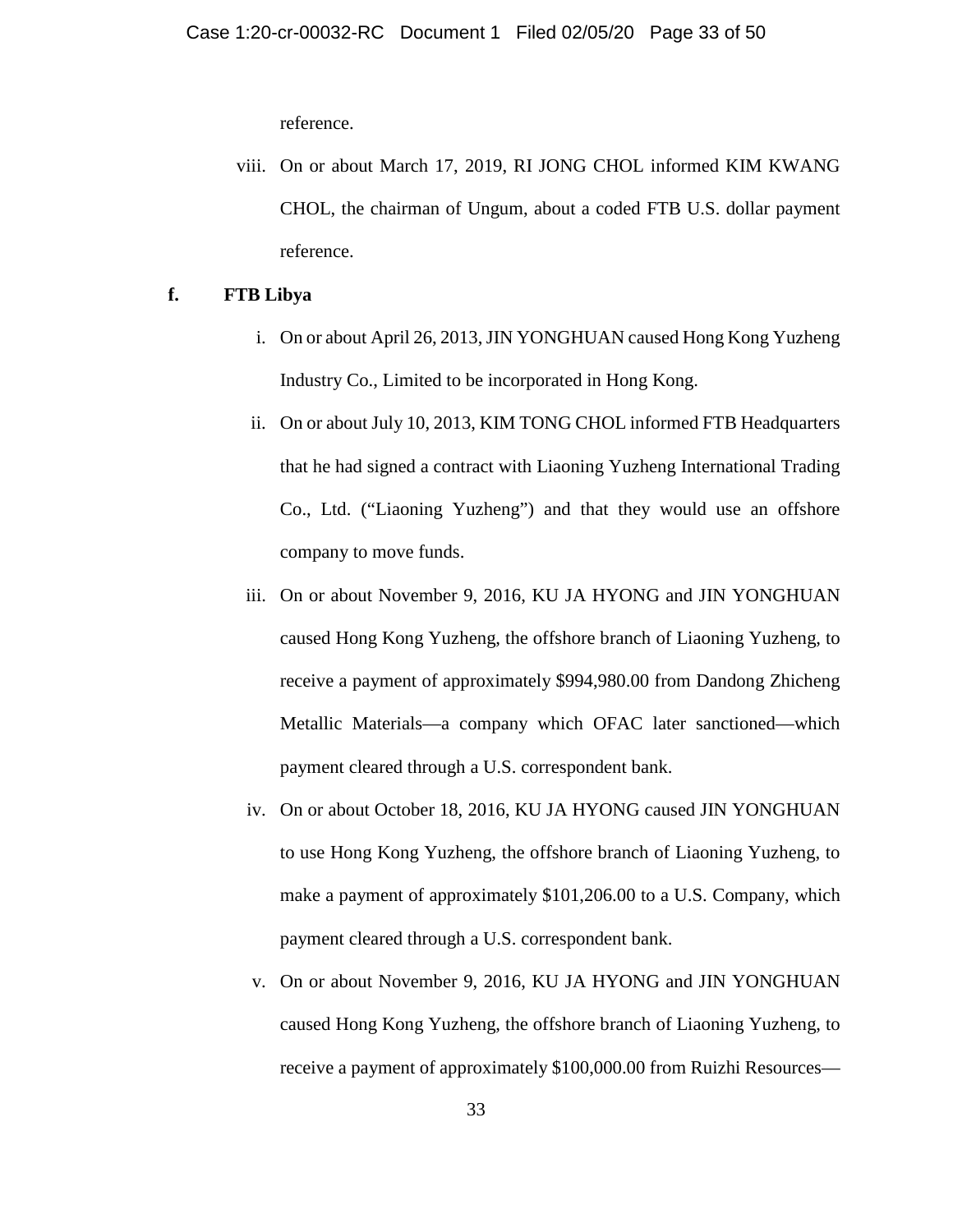reference.

viii. On or about March 17, 2019, RI JONG CHOL informed KIM KWANG CHOL, the chairman of Ungum, about a coded FTB U.S. dollar payment reference.

**f. FTB Libya**

i. On or about April 26, 2013, JIN YONGHUAN caused Hong Kong Yuzheng Industry Co., Limited to be incorporated in Hong Kong.

ii. On or about July 10, 2013, KIM TONG CHOL informed FTB Headquarters that he had signed a contract with Liaoning Yuzheng International Trading Co., Ltd. ("Liaoning Yuzheng") and that they would use an offshore company to move funds.

iii. On or about November 9, 2016, KU JA HYONG and JIN YONGHUAN caused Hong Kong Yuzheng, the offshore branch of Liaoning Yuzheng, to receive a payment of approximately $994,980.00 from Dandong Zhicheng Metallic Materials—a company which OFAC later sanctioned—which payment cleared through a U.S. correspondent bank.

iv. On or about October 18, 2016, KU JA HYONG caused JIN YONGHUAN to use Hong Kong Yuzheng, the offshore branch of Liaoning Yuzheng, to make a payment of approximately $101,206.00 to a U.S. Company, which payment cleared through a U.S. correspondent bank.

v. On or about November 9, 2016, KU JA HYONG and JIN YONGHUAN caused Hong Kong Yuzheng, the offshore branch of Liaoning Yuzheng, to receive a payment of approximately $100,000.00 from Ruizhi Resources—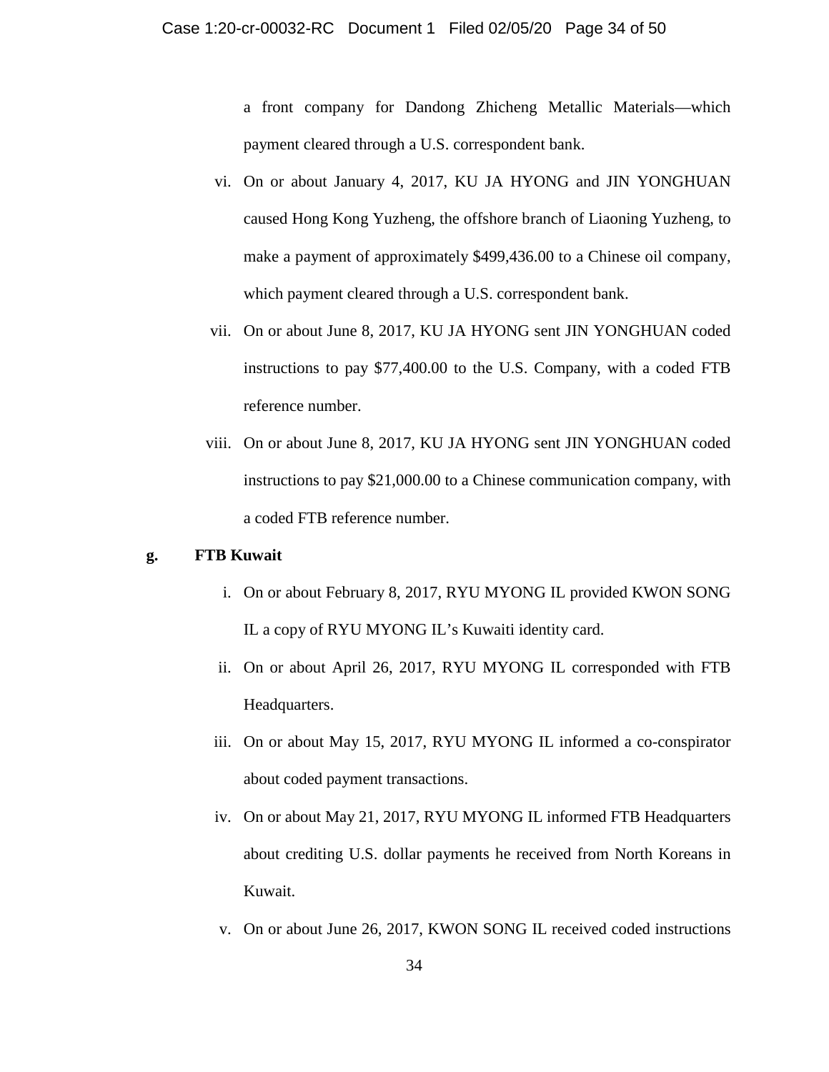a front company for Dandong Zhicheng Metallic Materials—which payment cleared through a U.S. correspondent bank.

vi. On or about January 4, 2017, KU JA HYONG and JIN YONGHUAN caused Hong Kong Yuzheng, the offshore branch of Liaoning Yuzheng, to make a payment of approximately $499,436.00 to a Chinese oil company, which payment cleared through a U.S. correspondent bank.

vii. On or about June 8, 2017, KU JA HYONG sent JIN YONGHUAN coded instructions to pay $77,400.00 to the U.S. Company, with a coded FTB reference number.

viii. On or about June 8, 2017, KU JA HYONG sent JIN YONGHUAN coded instructions to pay $21,000.00 to a Chinese communication company, with a coded FTB reference number.

**g. FTB Kuwait**

i. On or about February 8, 2017, RYU MYONG IL provided KWON SONG IL a copy of RYU MYONG IL's Kuwaiti identity card.

ii. On or about April 26, 2017, RYU MYONG IL corresponded with FTB Headquarters.

iii. On or about May 15, 2017, RYU MYONG IL informed a co-conspirator about coded payment transactions.

iv. On or about May 21, 2017, RYU MYONG IL informed FTB Headquarters about crediting U.S. dollar payments he received from North Koreans in Kuwait.

v. On or about June 26, 2017, KWON SONG IL received coded instructions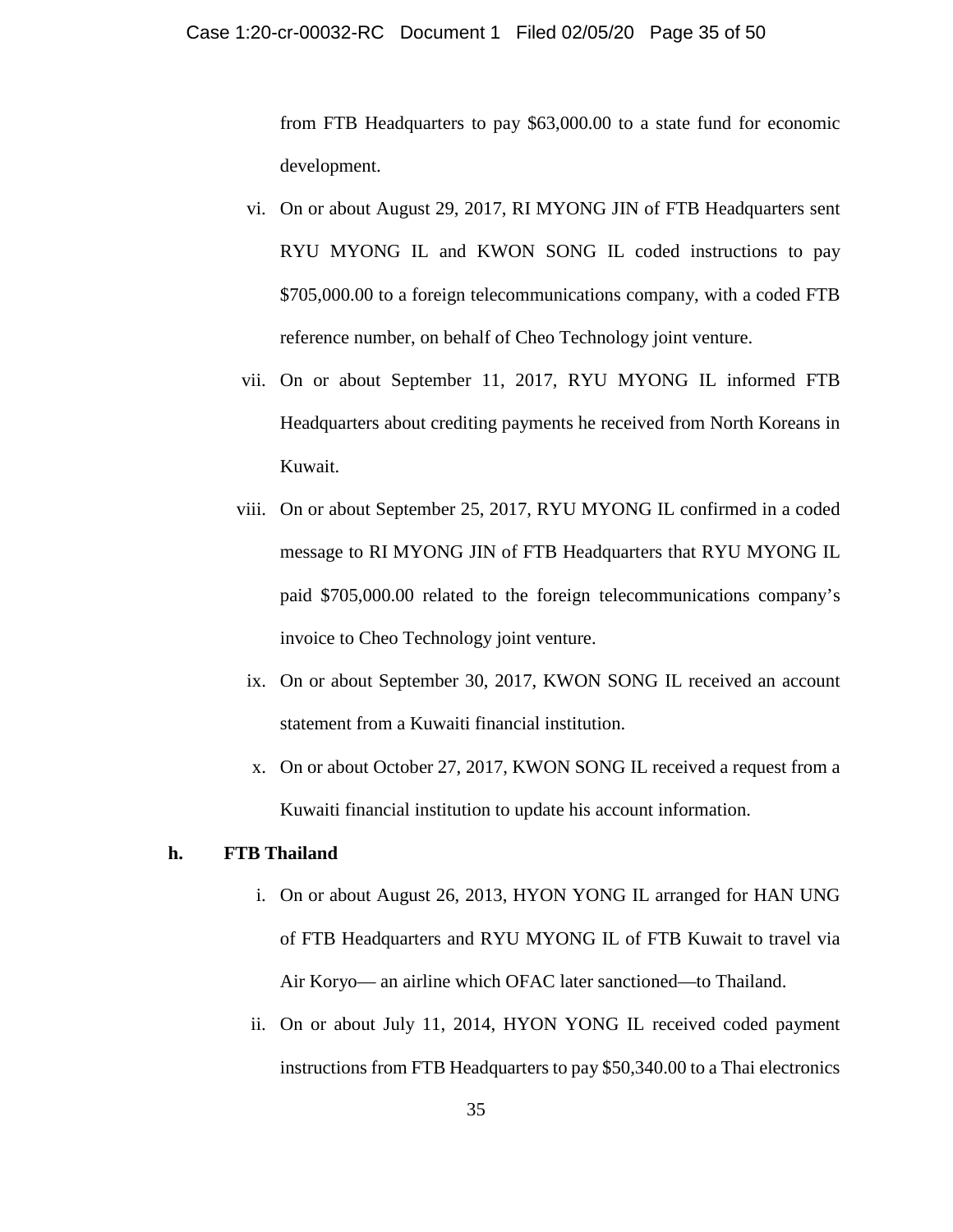from FTB Headquarters to pay $63,000.00 to a state fund for economic development.

vi. On or about August 29, 2017, RI MYONG JIN of FTB Headquarters sent RYU MYONG IL and KWON SONG IL coded instructions to pay $705,000.00 to a foreign telecommunications company, with a coded FTB reference number, on behalf of Cheo Technology joint venture.

vii. On or about September 11, 2017, RYU MYONG IL informed FTB Headquarters about crediting payments he received from North Koreans in Kuwait.

viii. On or about September 25, 2017, RYU MYONG IL confirmed in a coded message to RI MYONG JIN of FTB Headquarters that RYU MYONG IL paid $705,000.00 related to the foreign telecommunications company's invoice to Cheo Technology joint venture.

ix. On or about September 30, 2017, KWON SONG IL received an account statement from a Kuwaiti financial institution.

x. On or about October 27, 2017, KWON SONG IL received a request from a Kuwaiti financial institution to update his account information.

**h. FTB Thailand**

i. On or about August 26, 2013, HYON YONG IL arranged for HAN UNG of FTB Headquarters and RYU MYONG IL of FTB Kuwait to travel via Air Koryo— an airline which OFAC later sanctioned—to Thailand.

ii. On or about July 11, 2014, HYON YONG IL received coded payment instructions from FTB Headquarters to pay $50,340.00 to a Thai electronics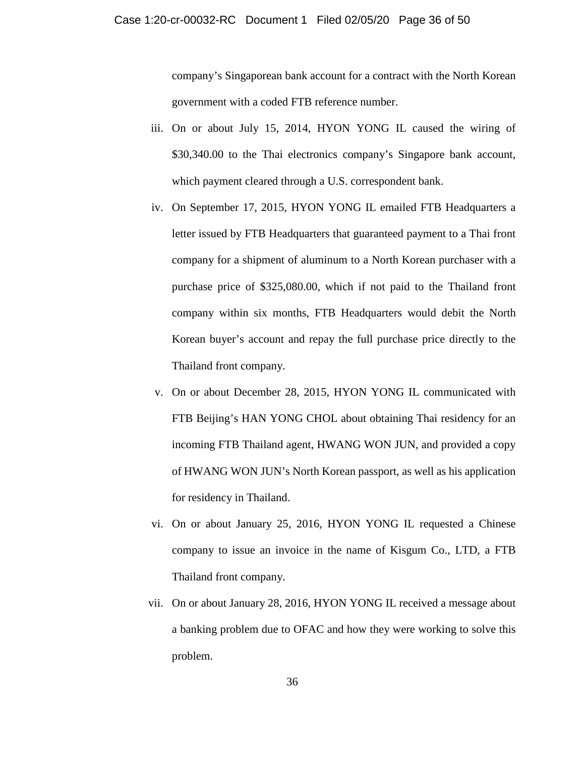company's Singaporean bank account for a contract with the North Korean government with a coded FTB reference number.

iii. On or about July 15, 2014, HYON YONG IL caused the wiring of $30,340.00 to the Thai electronics company's Singapore bank account, which payment cleared through a U.S. correspondent bank.

iv. On September 17, 2015, HYON YONG IL emailed FTB Headquarters a letter issued by FTB Headquarters that guaranteed payment to a Thai front company for a shipment of aluminum to a North Korean purchaser with a purchase price of $325,080.00, which if not paid to the Thailand front company within six months, FTB Headquarters would debit the North Korean buyer's account and repay the full purchase price directly to the Thailand front company.

v. On or about December 28, 2015, HYON YONG IL communicated with FTB Beijing's HAN YONG CHOL about obtaining Thai residency for an incoming FTB Thailand agent, HWANG WON JUN, and provided a copy of HWANG WON JUN's North Korean passport, as well as his application for residency in Thailand.

vi. On or about January 25, 2016, HYON YONG IL requested a Chinese company to issue an invoice in the name of Kisgum Co., LTD, a FTB Thailand front company.

vii. On or about January 28, 2016, HYON YONG IL received a message about a banking problem due to OFAC and how they were working to solve this problem.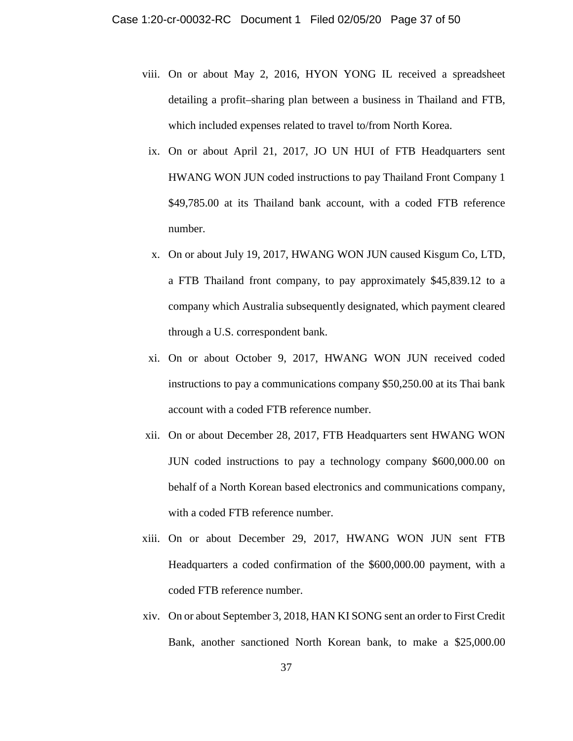viii. On or about May 2, 2016, HYON YONG IL received a spreadsheet detailing a profit–sharing plan between a business in Thailand and FTB, which included expenses related to travel to/from North Korea.

ix. On or about April 21, 2017, JO UN HUI of FTB Headquarters sent HWANG WON JUN coded instructions to pay Thailand Front Company 1 $49,785.00 at its Thailand bank account, with a coded FTB reference number.

x. On or about July 19, 2017, HWANG WON JUN caused Kisgum Co, LTD, a FTB Thailand front company, to pay approximately $45,839.12 to a company which Australia subsequently designated, which payment cleared through a U.S. correspondent bank.

xi. On or about October 9, 2017, HWANG WON JUN received coded instructions to pay a communications company $50,250.00 at its Thai bank account with a coded FTB reference number.

xii. On or about December 28, 2017, FTB Headquarters sent HWANG WON JUN coded instructions to pay a technology company $600,000.00 on behalf of a North Korean based electronics and communications company, with a coded FTB reference number.

xiii. On or about December 29, 2017, HWANG WON JUN sent FTB Headquarters a coded confirmation of the $600,000.00 payment, with a coded FTB reference number.

xiv. On or about September 3, 2018, HAN KI SONG sent an order to First Credit Bank, another sanctioned North Korean bank, to make a $25,000.00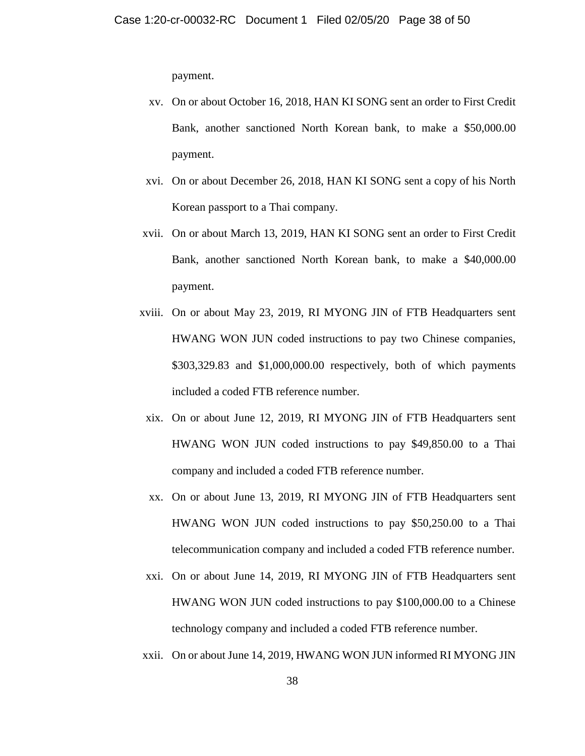payment.

xv. On or about October 16, 2018, HAN KI SONG sent an order to First Credit Bank, another sanctioned North Korean bank, to make a $50,000.00 payment.

xvi. On or about December 26, 2018, HAN KI SONG sent a copy of his North Korean passport to a Thai company.

xvii. On or about March 13, 2019, HAN KI SONG sent an order to First Credit Bank, another sanctioned North Korean bank, to make a $40,000.00 payment.

xviii. On or about May 23, 2019, RI MYONG JIN of FTB Headquarters sent HWANG WON JUN coded instructions to pay two Chinese companies, $303,329.83 and $1,000,000.00 respectively, both of which payments included a coded FTB reference number.

xix. On or about June 12, 2019, RI MYONG JIN of FTB Headquarters sent HWANG WON JUN coded instructions to pay $49,850.00 to a Thai company and included a coded FTB reference number.

xx. On or about June 13, 2019, RI MYONG JIN of FTB Headquarters sent HWANG WON JUN coded instructions to pay $50,250.00 to a Thai telecommunication company and included a coded FTB reference number.

xxi. On or about June 14, 2019, RI MYONG JIN of FTB Headquarters sent HWANG WON JUN coded instructions to pay $100,000.00 to a Chinese technology company and included a coded FTB reference number.

xxii. On or about June 14, 2019, HWANG WON JUN informed RI MYONG JIN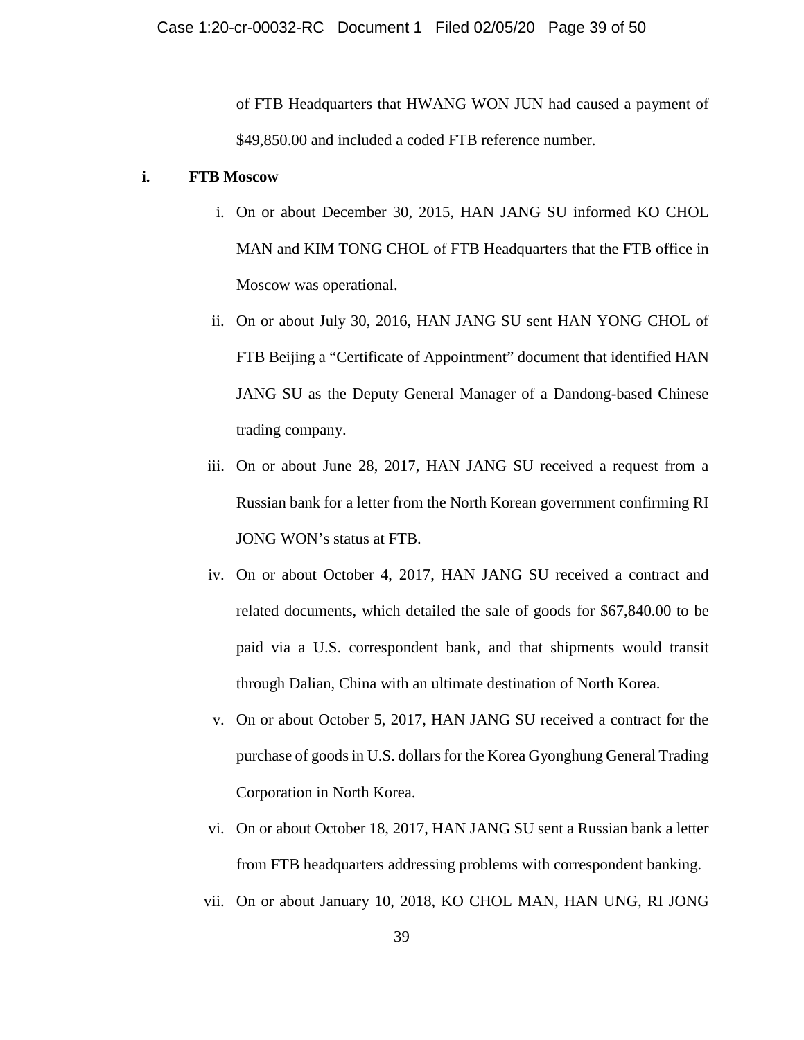of FTB Headquarters that HWANG WON JUN had caused a payment of $49,850.00 and included a coded FTB reference number.

**i. FTB Moscow**

i. On or about December 30, 2015, HAN JANG SU informed KO CHOL MAN and KIM TONG CHOL of FTB Headquarters that the FTB office in Moscow was operational.

ii. On or about July 30, 2016, HAN JANG SU sent HAN YONG CHOL of FTB Beijing a "Certificate of Appointment" document that identified HAN JANG SU as the Deputy General Manager of a Dandong-based Chinese trading company.

iii. On or about June 28, 2017, HAN JANG SU received a request from a Russian bank for a letter from the North Korean government confirming RI JONG WON's status at FTB.

iv. On or about October 4, 2017, HAN JANG SU received a contract and related documents, which detailed the sale of goods for $67,840.00 to be paid via a U.S. correspondent bank, and that shipments would transit through Dalian, China with an ultimate destination of North Korea.

v. On or about October 5, 2017, HAN JANG SU received a contract for the purchase of goods in U.S. dollars for the Korea Gyonghung General Trading Corporation in North Korea.

vi. On or about October 18, 2017, HAN JANG SU sent a Russian bank a letter from FTB headquarters addressing problems with correspondent banking.

vii. On or about January 10, 2018, KO CHOL MAN, HAN UNG, RI JONG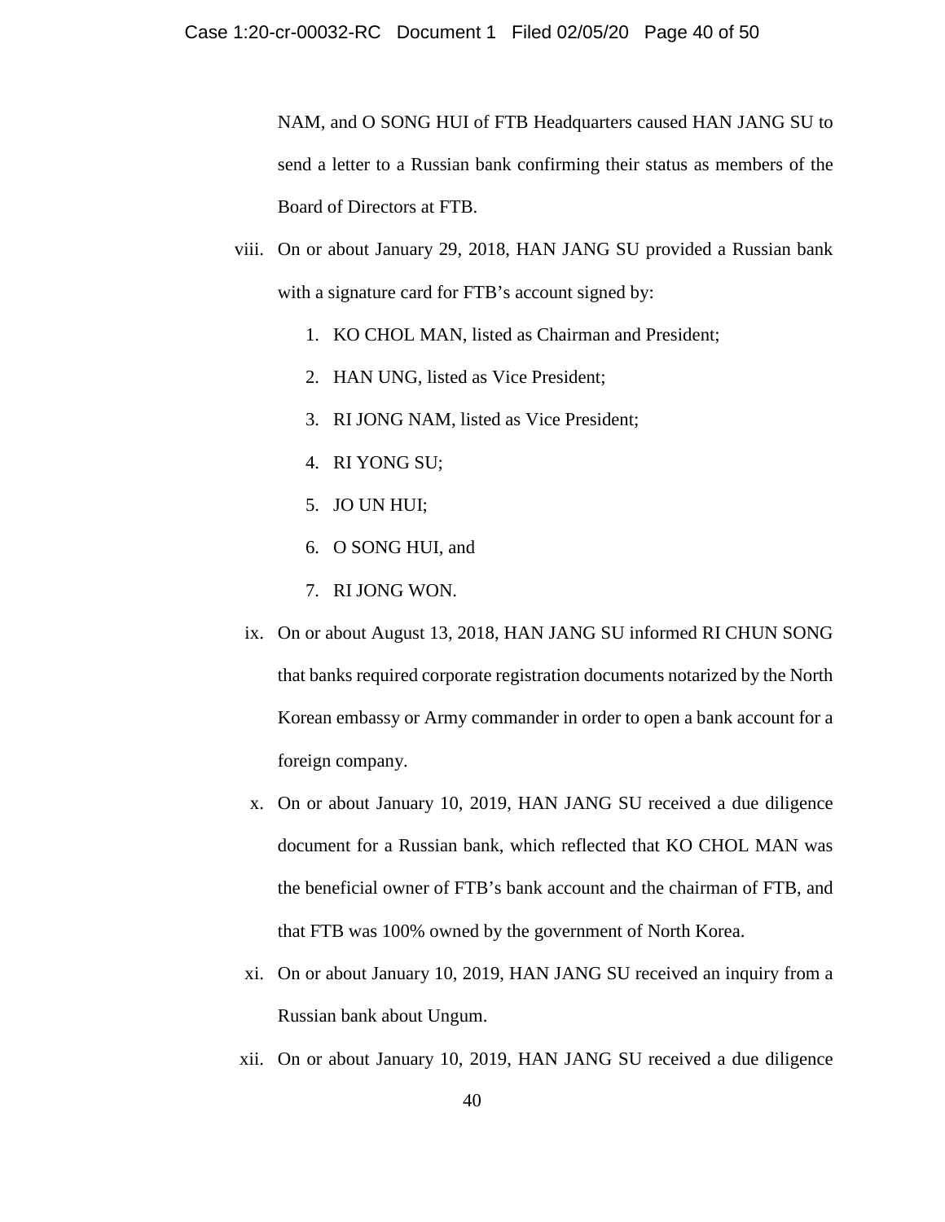NAM, and O SONG HUI of FTB Headquarters caused HAN JANG SU to send a letter to a Russian bank confirming their status as members of the Board of Directors at FTB.

viii. On or about January 29, 2018, HAN JANG SU provided a Russian bank with a signature card for FTB's account signed by:

1. KO CHOL MAN, listed as Chairman and President;
2. HAN UNG, listed as Vice President;
3. RI JONG NAM, listed as Vice President;
4. RI YONG SU;
5. JO UN HUI;
6. O SONG HUI, and
7. RI JONG WON.

ix. On or about August 13, 2018, HAN JANG SU informed RI CHUN SONG that banks required corporate registration documents notarized by the North Korean embassy or Army commander in order to open a bank account for a foreign company.

x. On or about January 10, 2019, HAN JANG SU received a due diligence document for a Russian bank, which reflected that KO CHOL MAN was the beneficial owner of FTB's bank account and the chairman of FTB, and that FTB was 100% owned by the government of North Korea.

xi. On or about January 10, 2019, HAN JANG SU received an inquiry from a Russian bank about Ungum.

xii. On or about January 10, 2019, HAN JANG SU received a due diligence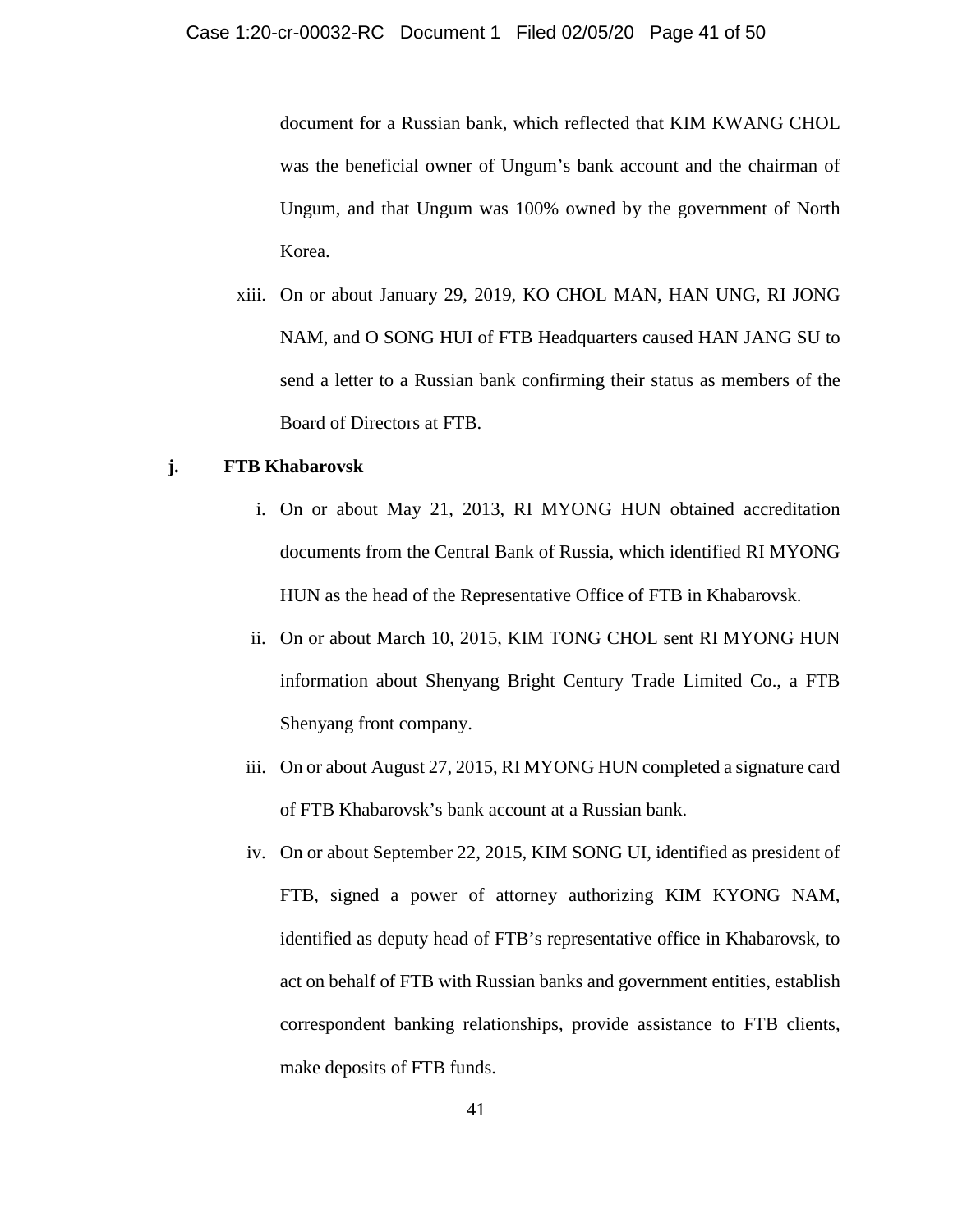document for a Russian bank, which reflected that KIM KWANG CHOL was the beneficial owner of Ungum's bank account and the chairman of Ungum, and that Ungum was 100% owned by the government of North Korea.

xiii. On or about January 29, 2019, KO CHOL MAN, HAN UNG, RI JONG NAM, and O SONG HUI of FTB Headquarters caused HAN JANG SU to send a letter to a Russian bank confirming their status as members of the Board of Directors at FTB.

**j. FTB Khabarovsk**

i. On or about May 21, 2013, RI MYONG HUN obtained accreditation documents from the Central Bank of Russia, which identified RI MYONG HUN as the head of the Representative Office of FTB in Khabarovsk.

ii. On or about March 10, 2015, KIM TONG CHOL sent RI MYONG HUN information about Shenyang Bright Century Trade Limited Co., a FTB Shenyang front company.

iii. On or about August 27, 2015, RI MYONG HUN completed a signature card of FTB Khabarovsk's bank account at a Russian bank.

iv. On or about September 22, 2015, KIM SONG UI, identified as president of FTB, signed a power of attorney authorizing KIM KYONG NAM, identified as deputy head of FTB's representative office in Khabarovsk, to act on behalf of FTB with Russian banks and government entities, establish correspondent banking relationships, provide assistance to FTB clients, make deposits of FTB funds.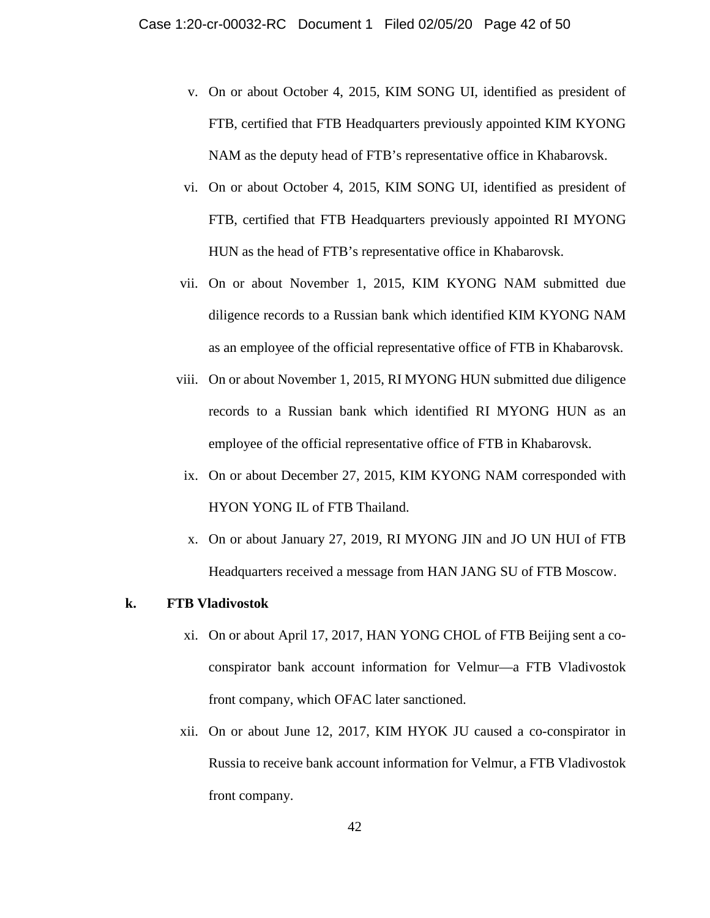v. On or about October 4, 2015, KIM SONG UI, identified as president of FTB, certified that FTB Headquarters previously appointed KIM KYONG NAM as the deputy head of FTB's representative office in Khabarovsk.

vi. On or about October 4, 2015, KIM SONG UI, identified as president of FTB, certified that FTB Headquarters previously appointed RI MYONG HUN as the head of FTB's representative office in Khabarovsk.

vii. On or about November 1, 2015, KIM KYONG NAM submitted due diligence records to a Russian bank which identified KIM KYONG NAM as an employee of the official representative office of FTB in Khabarovsk.

viii. On or about November 1, 2015, RI MYONG HUN submitted due diligence records to a Russian bank which identified RI MYONG HUN as an employee of the official representative office of FTB in Khabarovsk.

ix. On or about December 27, 2015, KIM KYONG NAM corresponded with HYON YONG IL of FTB Thailand.

x. On or about January 27, 2019, RI MYONG JIN and JO UN HUI of FTB Headquarters received a message from HAN JANG SU of FTB Moscow.

**k. FTB Vladivostok**

xi. On or about April 17, 2017, HAN YONG CHOL of FTB Beijing sent a co-conspirator bank account information for Velmur—a FTB Vladivostok front company, which OFAC later sanctioned.

xii. On or about June 12, 2017, KIM HYOK JU caused a co-conspirator in Russia to receive bank account information for Velmur, a FTB Vladivostok front company.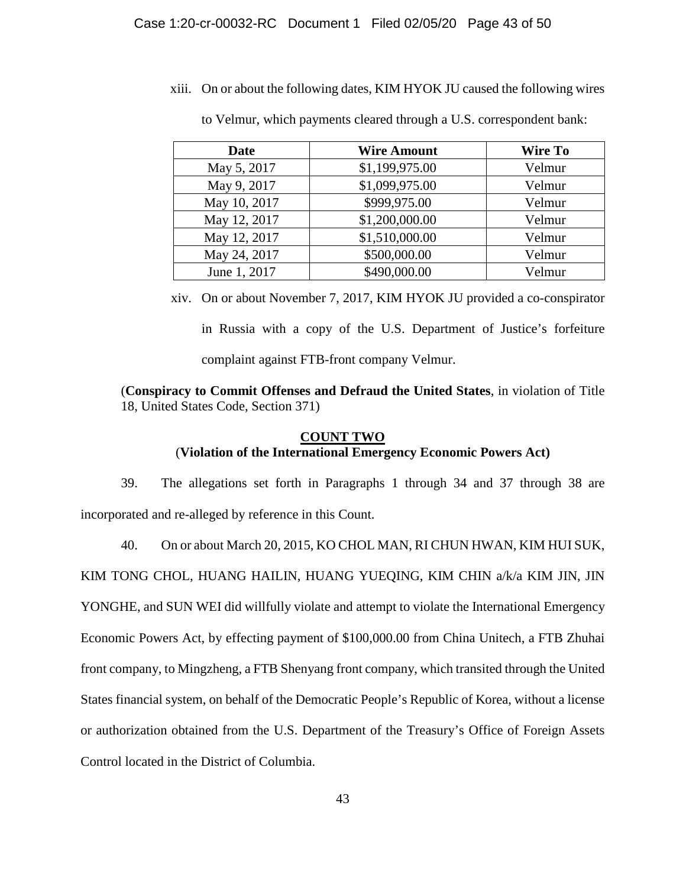xiii. On or about the following dates, KIM HYOK JU caused the following wires to Velmur, which payments cleared through a U.S. correspondent bank:

| Date | Wire Amount | Wire To |
|---|---|---|
| May 5, 2017 | $1,199,975.00 | Velmur |
| May 9, 2017 | $1,099,975.00 | Velmur |
| May 10, 2017 | $999,975.00 | Velmur |
| May 12, 2017 | $1,200,000.00 | Velmur |
| May 12, 2017 | $1,510,000.00 | Velmur |
| May 24, 2017 | $500,000.00 | Velmur |
| June 1, 2017 | $490,000.00 | Velmur |

xiv. On or about November 7, 2017, KIM HYOK JU provided a co-conspirator in Russia with a copy of the U.S. Department of Justice's forfeiture complaint against FTB-front company Velmur.

(**Conspiracy to Commit Offenses and Defraud the United States**, in violation of Title 18, United States Code, Section 371)

## COUNT TWO
### (Violation of the International Emergency Economic Powers Act)

39. The allegations set forth in Paragraphs 1 through 34 and 37 through 38 are incorporated and re-alleged by reference in this Count.

40. On or about March 20, 2015, KO CHOL MAN, RI CHUN HWAN, KIM HUI SUK, KIM TONG CHOL, HUANG HAILIN, HUANG YUEQING, KIM CHIN a/k/a KIM JIN, JIN YONGHE, and SUN WEI did willfully violate and attempt to violate the International Emergency Economic Powers Act, by effecting payment of $100,000.00 from China Unitech, a FTB Zhuhai front company, to Mingzheng, a FTB Shenyang front company, which transited through the United States financial system, on behalf of the Democratic People's Republic of Korea, without a license or authorization obtained from the U.S. Department of the Treasury's Office of Foreign Assets Control located in the District of Columbia.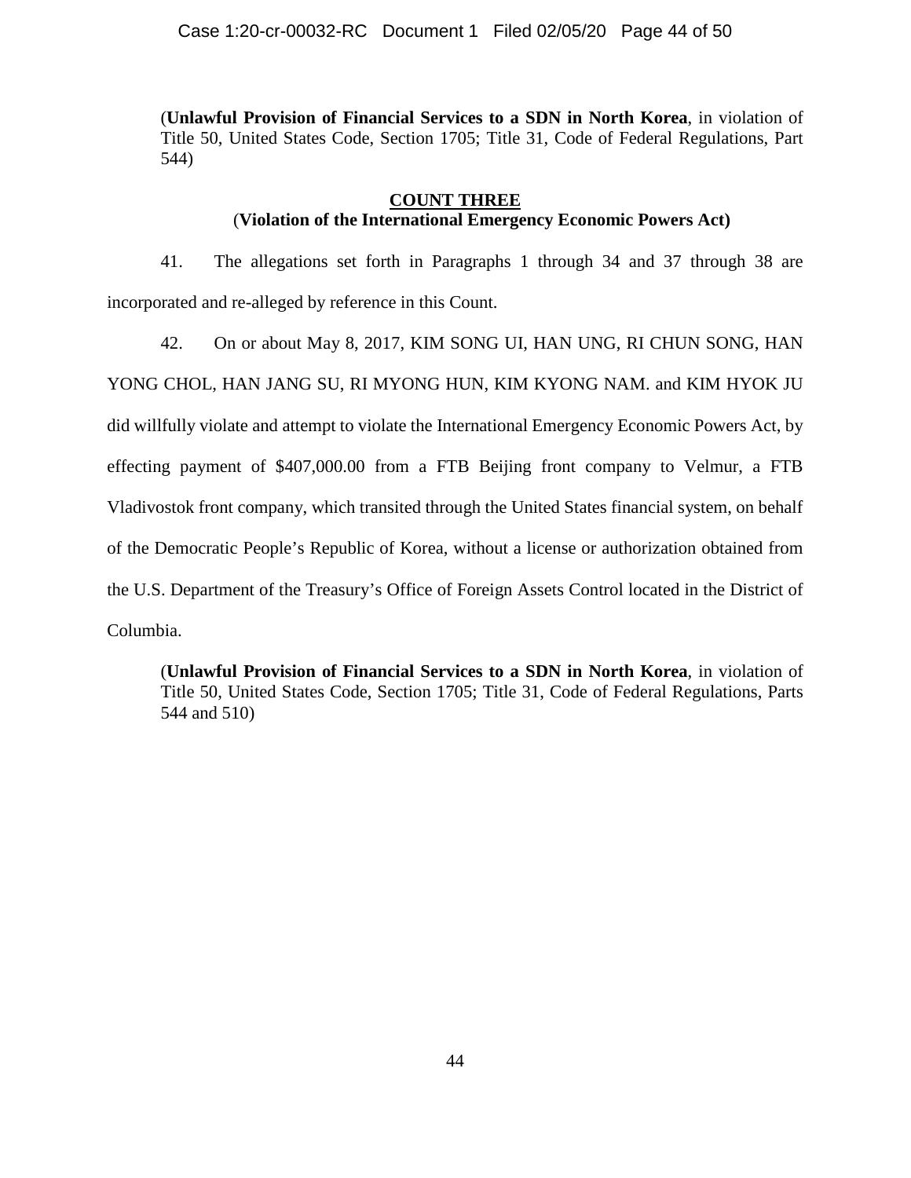(**Unlawful Provision of Financial Services to a SDN in North Korea**, in violation of Title 50, United States Code, Section 1705; Title 31, Code of Federal Regulations, Part 544)

**COUNT THREE**
**(Violation of the International Emergency Economic Powers Act)**

41. The allegations set forth in Paragraphs 1 through 34 and 37 through 38 are incorporated and re-alleged by reference in this Count.

42. On or about May 8, 2017, KIM SONG UI, HAN UNG, RI CHUN SONG, HAN YONG CHOL, HAN JANG SU, RI MYONG HUN, KIM KYONG NAM. and KIM HYOK JU did willfully violate and attempt to violate the International Emergency Economic Powers Act, by effecting payment of $407,000.00 from a FTB Beijing front company to Velmur, a FTB Vladivostok front company, which transited through the United States financial system, on behalf of the Democratic People's Republic of Korea, without a license or authorization obtained from the U.S. Department of the Treasury's Office of Foreign Assets Control located in the District of Columbia.

(**Unlawful Provision of Financial Services to a SDN in North Korea**, in violation of Title 50, United States Code, Section 1705; Title 31, Code of Federal Regulations, Parts 544 and 510)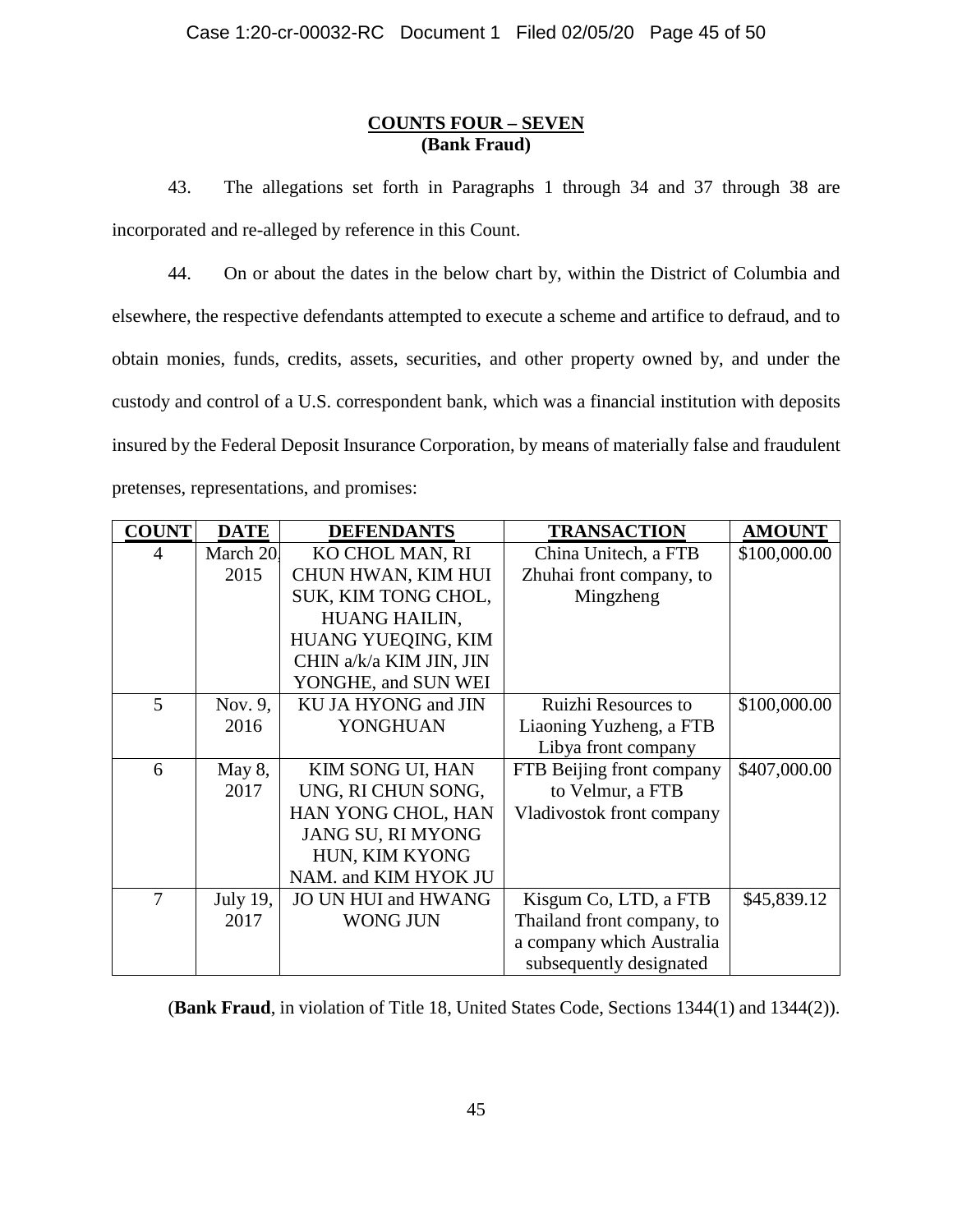**COUNTS FOUR – SEVEN**
**(Bank Fraud)**

43. The allegations set forth in Paragraphs 1 through 34 and 37 through 38 are incorporated and re-alleged by reference in this Count.

44. On or about the dates in the below chart by, within the District of Columbia and elsewhere, the respective defendants attempted to execute a scheme and artifice to defraud, and to obtain monies, funds, credits, assets, securities, and other property owned by, and under the custody and control of a U.S. correspondent bank, which was a financial institution with deposits insured by the Federal Deposit Insurance Corporation, by means of materially false and fraudulent pretenses, representations, and promises:

| COUNT | DATE | DEFENDANTS | TRANSACTION | AMOUNT |
|---|---|---|---|---|
| 4 | March 20, 2015 | KO CHOL MAN, RI CHUN HWAN, KIM HUI SUK, KIM TONG CHOL, HUANG HAILIN, HUANG YUEQING, KIM CHIN a/k/a KIM JIN, JIN YONGHE, and SUN WEI | China Unitech, a FTB Zhuhai front company, to Mingzheng | $100,000.00 |
| 5 | Nov. 9, 2016 | KU JA HYONG and JIN YONGHUAN | Ruizhi Resources to Liaoning Yuzheng, a FTB Libya front company | $100,000.00 |
| 6 | May 8, 2017 | KIM SONG UI, HAN UNG, RI CHUN SONG, HAN YONG CHOL, HAN JANG SU, RI MYONG HUN, KIM KYONG NAM. and KIM HYOK JU | FTB Beijing front company to Velmur, a FTB Vladivostok front company | $407,000.00 |
| 7 | July 19, 2017 | JO UN HUI and HWANG WONG JUN | Kisgum Co, LTD, a FTB Thailand front company, to a company which Australia subsequently designated | $45,839.12 |

(**Bank Fraud**, in violation of Title 18, United States Code, Sections 1344(1) and 1344(2)).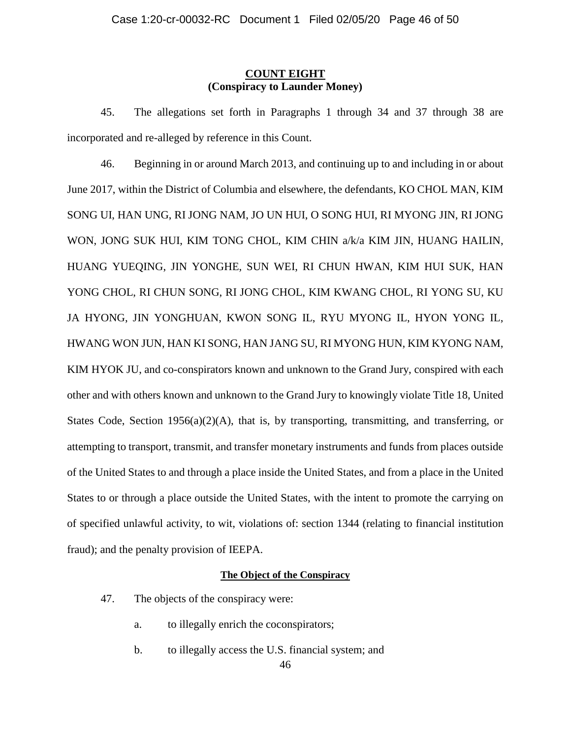**COUNT EIGHT**
**(Conspiracy to Launder Money)**

45. The allegations set forth in Paragraphs 1 through 34 and 37 through 38 are incorporated and re-alleged by reference in this Count.

46. Beginning in or around March 2013, and continuing up to and including in or about June 2017, within the District of Columbia and elsewhere, the defendants, KO CHOL MAN, KIM SONG UI, HAN UNG, RI JONG NAM, JO UN HUI, O SONG HUI, RI MYONG JIN, RI JONG WON, JONG SUK HUI, KIM TONG CHOL, KIM CHIN a/k/a KIM JIN, HUANG HAILIN, HUANG YUEQING, JIN YONGHE, SUN WEI, RI CHUN HWAN, KIM HUI SUK, HAN YONG CHOL, RI CHUN SONG, RI JONG CHOL, KIM KWANG CHOL, RI YONG SU, KU JA HYONG, JIN YONGHUAN, KWON SONG IL, RYU MYONG IL, HYON YONG IL, HWANG WON JUN, HAN KI SONG, HAN JANG SU, RI MYONG HUN, KIM KYONG NAM, KIM HYOK JU, and co-conspirators known and unknown to the Grand Jury, conspired with each other and with others known and unknown to the Grand Jury to knowingly violate Title 18, United States Code, Section 1956(a)(2)(A), that is, by transporting, transmitting, and transferring, or attempting to transport, transmit, and transfer monetary instruments and funds from places outside of the United States to and through a place inside the United States, and from a place in the United States to or through a place outside the United States, with the intent to promote the carrying on of specified unlawful activity, to wit, violations of: section 1344 (relating to financial institution fraud); and the penalty provision of IEEPA.

**The Object of the Conspiracy**

47. The objects of the conspiracy were:

a. to illegally enrich the coconspirators;

b. to illegally access the U.S. financial system; and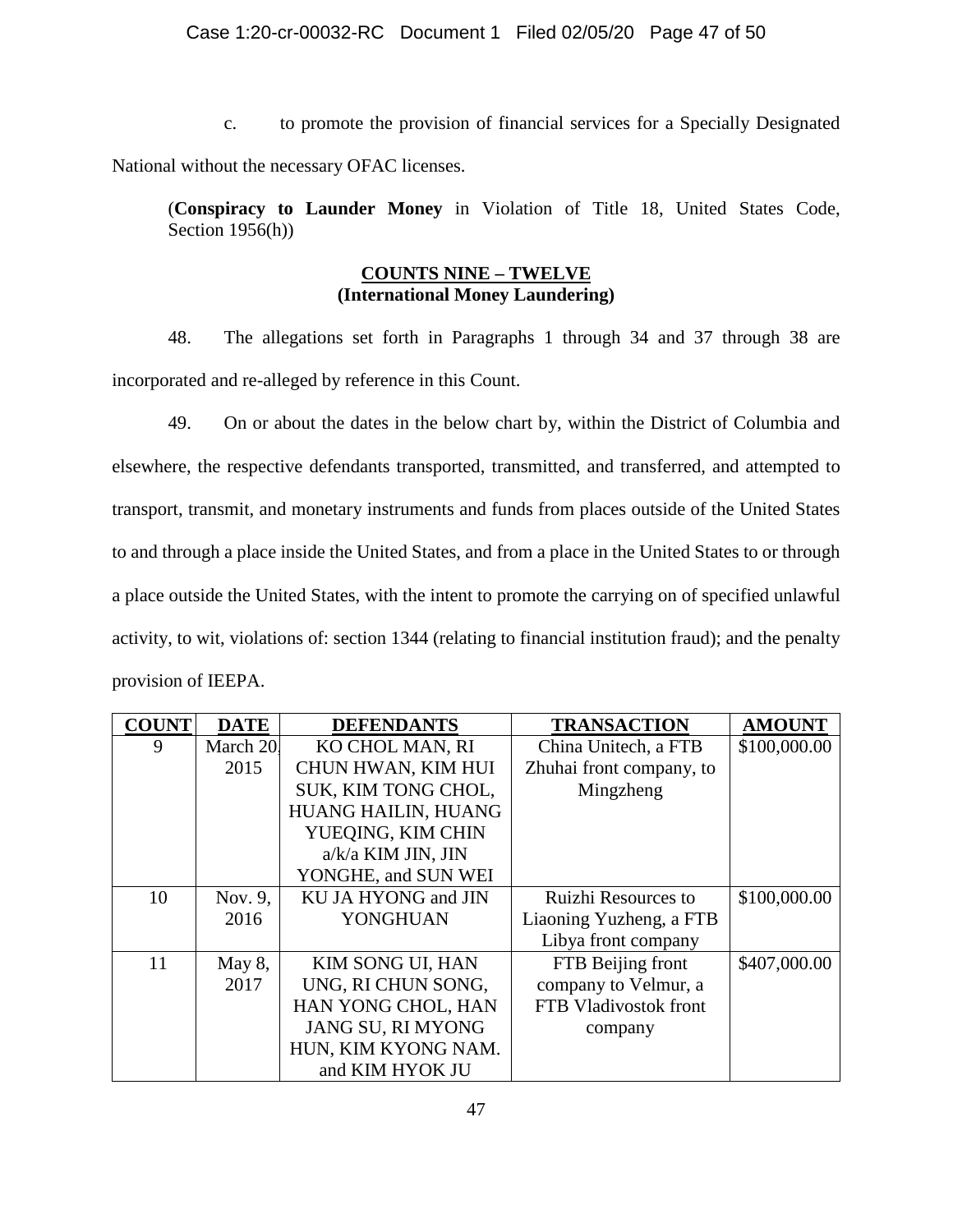c. to promote the provision of financial services for a Specially Designated National without the necessary OFAC licenses.

(**Conspiracy to Launder Money** in Violation of Title 18, United States Code, Section 1956(h))

## COUNTS NINE – TWELVE
## (International Money Laundering)

48. The allegations set forth in Paragraphs 1 through 34 and 37 through 38 are incorporated and re-alleged by reference in this Count.

49. On or about the dates in the below chart by, within the District of Columbia and elsewhere, the respective defendants transported, transmitted, and transferred, and attempted to transport, transmit, and monetary instruments and funds from places outside of the United States to and through a place inside the United States, and from a place in the United States to or through a place outside the United States, with the intent to promote the carrying on of specified unlawful activity, to wit, violations of: section 1344 (relating to financial institution fraud); and the penalty provision of IEEPA.

| COUNT | DATE | DEFENDANTS | TRANSACTION | AMOUNT |
|---|---|---|---|---|
| 9 | March 20, 2015 | KO CHOL MAN, RI CHUN HWAN, KIM HUI SUK, KIM TONG CHOL, HUANG HAILIN, HUANG YUEQING, KIM CHIN a/k/a KIM JIN, JIN YONGHE, and SUN WEI | China Unitech, a FTB Zhuhai front company, to Mingzheng | $100,000.00 |
| 10 | Nov. 9, 2016 | KU JA HYONG and JIN YONGHUAN | Ruizhi Resources to Liaoning Yuzheng, a FTB Libya front company | $100,000.00 |
| 11 | May 8, 2017 | KIM SONG UI, HAN UNG, RI CHUN SONG, HAN YONG CHOL, HAN JANG SU, RI MYONG HUN, KIM KYONG NAM. and KIM HYOK JU | FTB Beijing front company to Velmur, a FTB Vladivostok front company | $407,000.00 |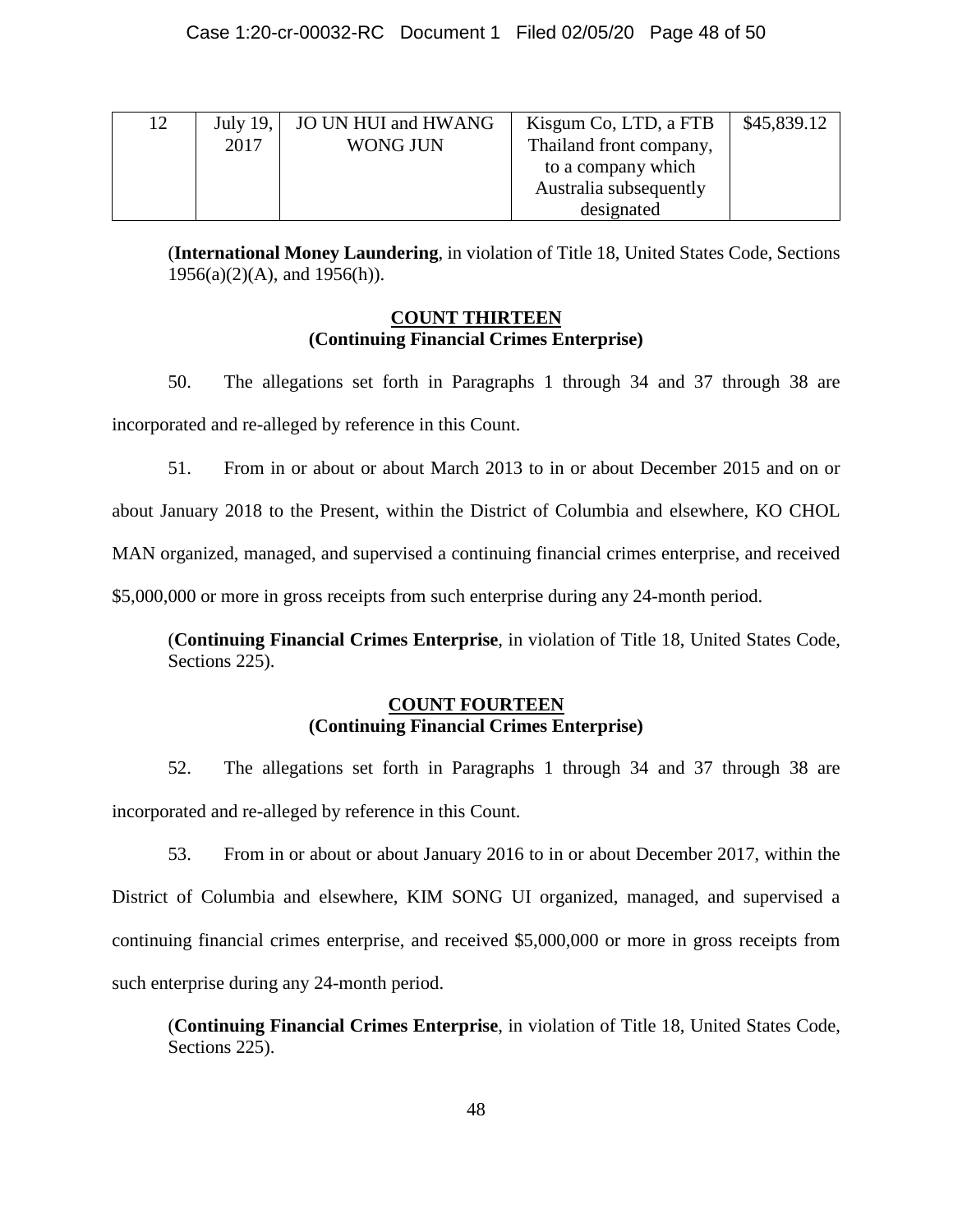| | | | | |
|---|---|---|---|---|
| 12 | July 19, 2017 | JO UN HUI and HWANG WONG JUN | Kisgum Co, LTD, a FTB Thailand front company, to a company which Australia subsequently designated | $45,839.12 |

(**International Money Laundering**, in violation of Title 18, United States Code, Sections 1956(a)(2)(A), and 1956(h)).

**COUNT THIRTEEN**
**(Continuing Financial Crimes Enterprise)**

50. The allegations set forth in Paragraphs 1 through 34 and 37 through 38 are incorporated and re-alleged by reference in this Count.

51. From in or about or about March 2013 to in or about December 2015 and on or about January 2018 to the Present, within the District of Columbia and elsewhere, KO CHOL MAN organized, managed, and supervised a continuing financial crimes enterprise, and received $5,000,000 or more in gross receipts from such enterprise during any 24-month period.

(**Continuing Financial Crimes Enterprise**, in violation of Title 18, United States Code, Sections 225).

**COUNT FOURTEEN**
**(Continuing Financial Crimes Enterprise)**

52. The allegations set forth in Paragraphs 1 through 34 and 37 through 38 are incorporated and re-alleged by reference in this Count.

53. From in or about or about January 2016 to in or about December 2017, within the District of Columbia and elsewhere, KIM SONG UI organized, managed, and supervised a continuing financial crimes enterprise, and received $5,000,000 or more in gross receipts from such enterprise during any 24-month period.

(**Continuing Financial Crimes Enterprise**, in violation of Title 18, United States Code, Sections 225).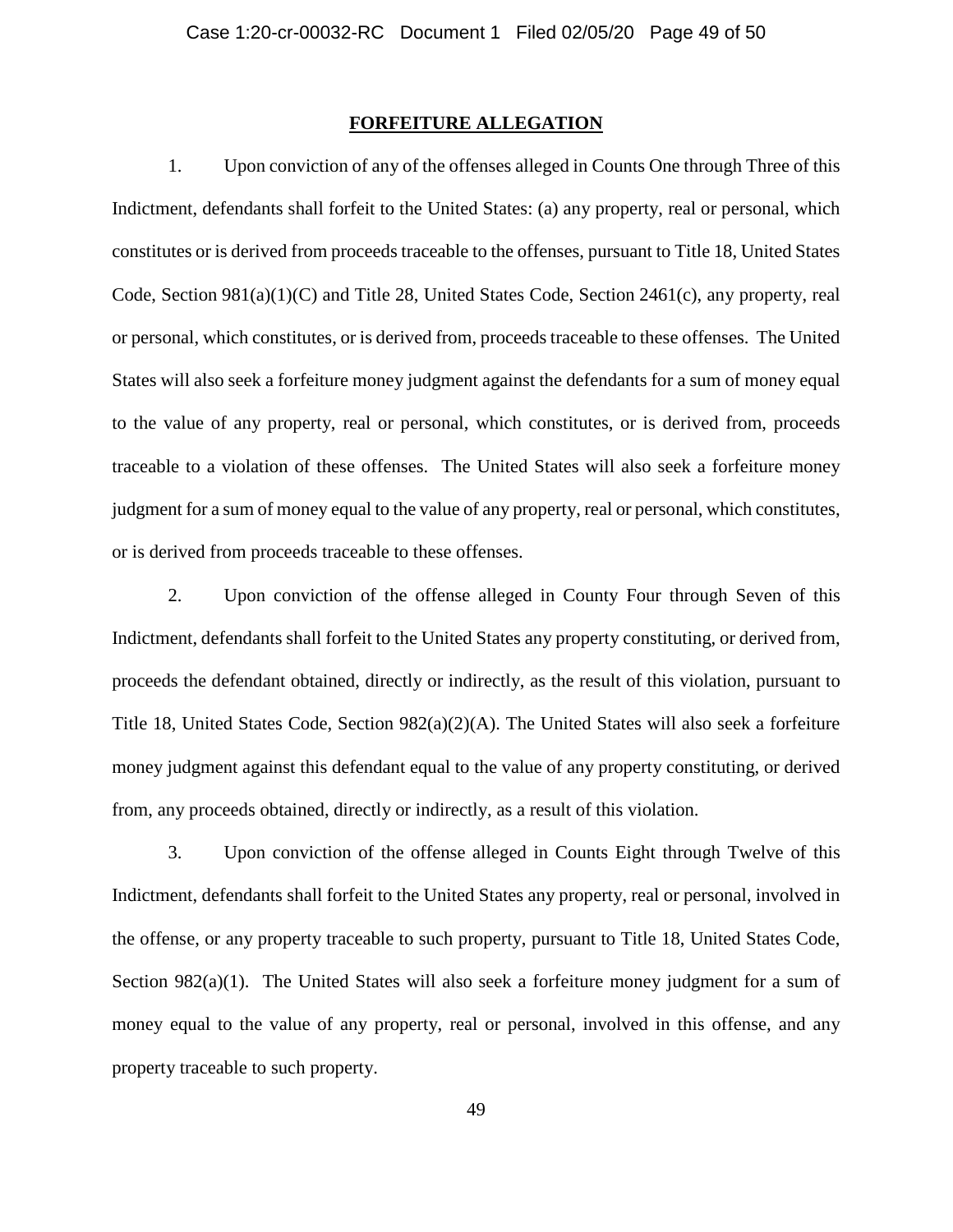## FORFEITURE ALLEGATION

1. Upon conviction of any of the offenses alleged in Counts One through Three of this Indictment, defendants shall forfeit to the United States: (a) any property, real or personal, which constitutes or is derived from proceeds traceable to the offenses, pursuant to Title 18, United States Code, Section 981(a)(1)(C) and Title 28, United States Code, Section 2461(c), any property, real or personal, which constitutes, or is derived from, proceeds traceable to these offenses. The United States will also seek a forfeiture money judgment against the defendants for a sum of money equal to the value of any property, real or personal, which constitutes, or is derived from, proceeds traceable to a violation of these offenses. The United States will also seek a forfeiture money judgment for a sum of money equal to the value of any property, real or personal, which constitutes, or is derived from proceeds traceable to these offenses.

2. Upon conviction of the offense alleged in County Four through Seven of this Indictment, defendants shall forfeit to the United States any property constituting, or derived from, proceeds the defendant obtained, directly or indirectly, as the result of this violation, pursuant to Title 18, United States Code, Section 982(a)(2)(A). The United States will also seek a forfeiture money judgment against this defendant equal to the value of any property constituting, or derived from, any proceeds obtained, directly or indirectly, as a result of this violation.

3. Upon conviction of the offense alleged in Counts Eight through Twelve of this Indictment, defendants shall forfeit to the United States any property, real or personal, involved in the offense, or any property traceable to such property, pursuant to Title 18, United States Code, Section 982(a)(1). The United States will also seek a forfeiture money judgment for a sum of money equal to the value of any property, real or personal, involved in this offense, and any property traceable to such property.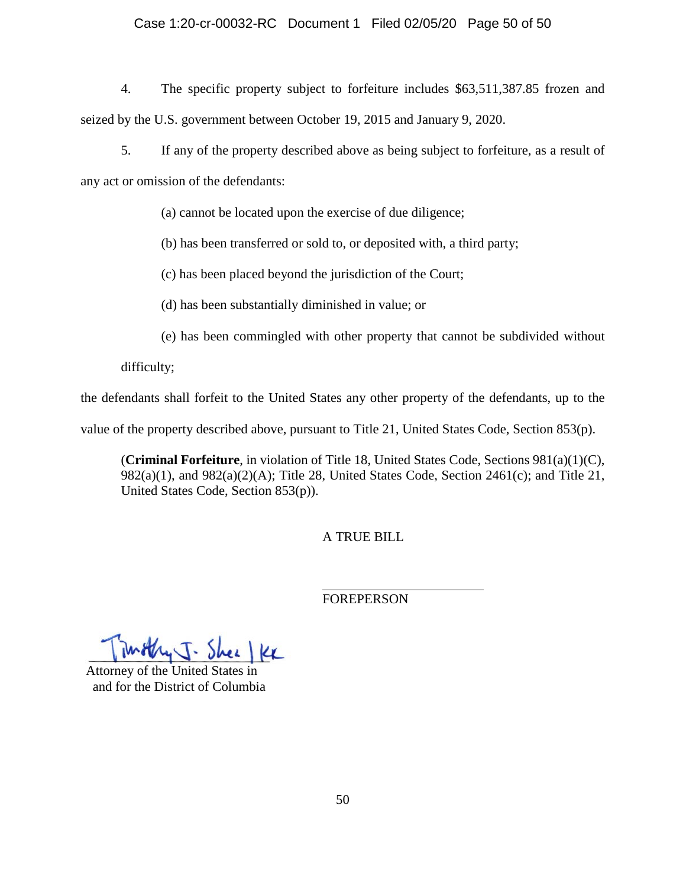4. The specific property subject to forfeiture includes $63,511,387.85 frozen and seized by the U.S. government between October 19, 2015 and January 9, 2020.

5. If any of the property described above as being subject to forfeiture, as a result of any act or omission of the defendants:

(a) cannot be located upon the exercise of due diligence;

(b) has been transferred or sold to, or deposited with, a third party;

(c) has been placed beyond the jurisdiction of the Court;

(d) has been substantially diminished in value; or

(e) has been commingled with other property that cannot be subdivided without difficulty;

the defendants shall forfeit to the United States any other property of the defendants, up to the value of the property described above, pursuant to Title 21, United States Code, Section 853(p).

(**Criminal Forfeiture**, in violation of Title 18, United States Code, Sections 981(a)(1)(C), 982(a)(1), and 982(a)(2)(A); Title 28, United States Code, Section 2461(c); and Title 21, United States Code, Section 853(p)).

A TRUE BILL

\_\_\_\_\_\_\_\_\_\_\_\_\_\_\_\_\_\_\_\_\_\_\_\_
FOREPERSON

Timothy J. Shea | KK
Attorney of the United States in
and for the District of Columbia